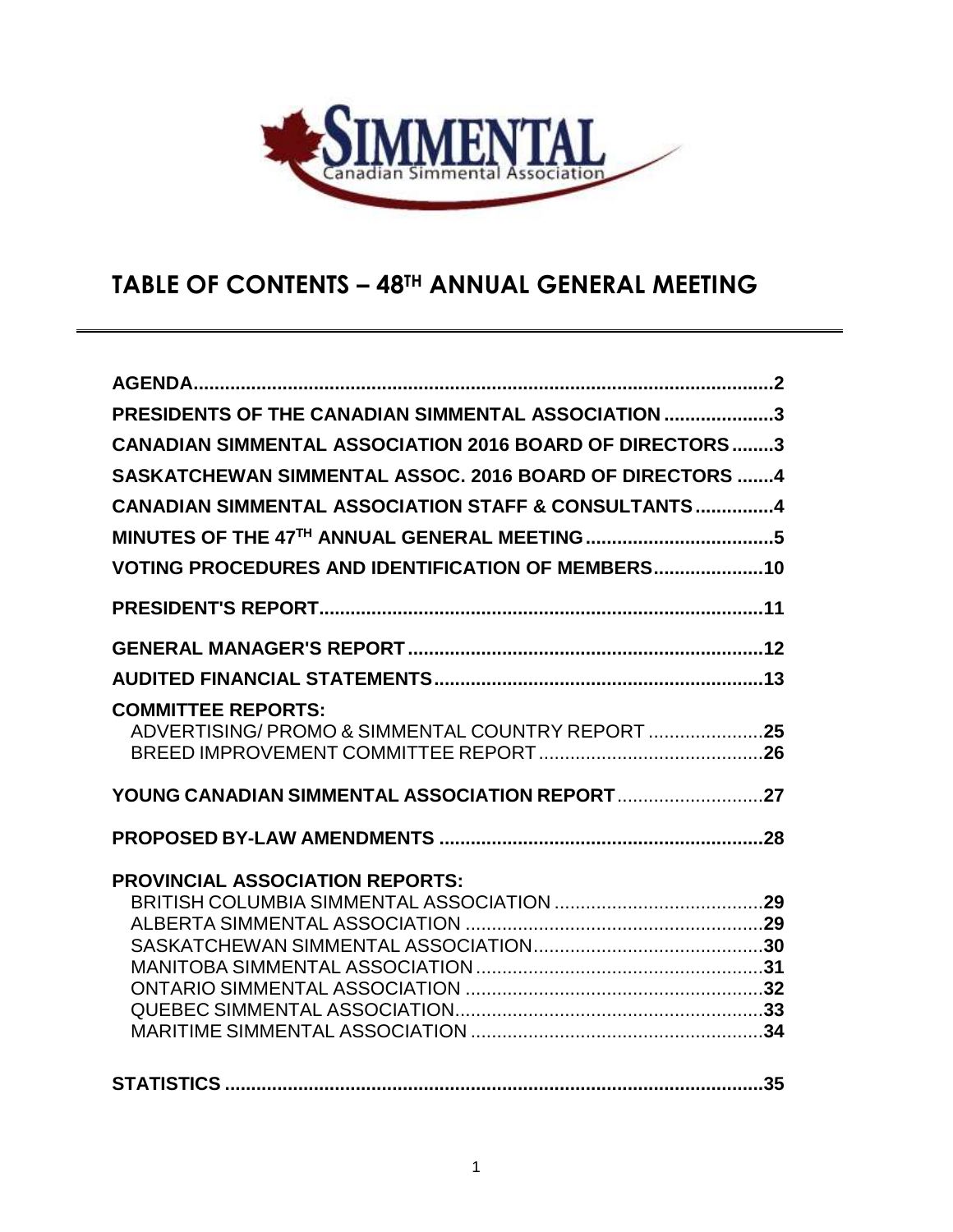SIMMENTAL
Canadian Simmental Association

# TABLE OF CONTENTS – 48TH ANNUAL GENERAL MEETING

**AGENDA** .......... **2**

**PRESIDENTS OF THE CANADIAN SIMMENTAL ASSOCIATION** .......... **3**

**CANADIAN SIMMENTAL ASSOCIATION 2016 BOARD OF DIRECTORS** .......... **3**

**SASKATCHEWAN SIMMENTAL ASSOC. 2016 BOARD OF DIRECTORS** .......... **4**

**CANADIAN SIMMENTAL ASSOCIATION STAFF & CONSULTANTS** .......... **4**

**MINUTES OF THE 47TH ANNUAL GENERAL MEETING** .......... **5**

**VOTING PROCEDURES AND IDENTIFICATION OF MEMBERS** .......... **10**

**PRESIDENT'S REPORT** .......... **11**

**GENERAL MANAGER'S REPORT** .......... **12**

**AUDITED FINANCIAL STATEMENTS** .......... **13**

**COMMITTEE REPORTS:**
- ADVERTISING/ PROMO & SIMMENTAL COUNTRY REPORT .......... **25**
- BREED IMPROVEMENT COMMITTEE REPORT .......... **26**

**YOUNG CANADIAN SIMMENTAL ASSOCIATION REPORT** .......... **27**

**PROPOSED BY-LAW AMENDMENTS** .......... **28**

**PROVINCIAL ASSOCIATION REPORTS:**
- BRITISH COLUMBIA SIMMENTAL ASSOCIATION .......... **29**
- ALBERTA SIMMENTAL ASSOCIATION .......... **29**
- SASKATCHEWAN SIMMENTAL ASSOCIATION .......... **30**
- MANITOBA SIMMENTAL ASSOCIATION .......... **31**
- ONTARIO SIMMENTAL ASSOCIATION .......... **32**
- QUEBEC SIMMENTAL ASSOCIATION .......... **33**
- MARITIME SIMMENTAL ASSOCIATION .......... **34**

**STATISTICS** .......... **35**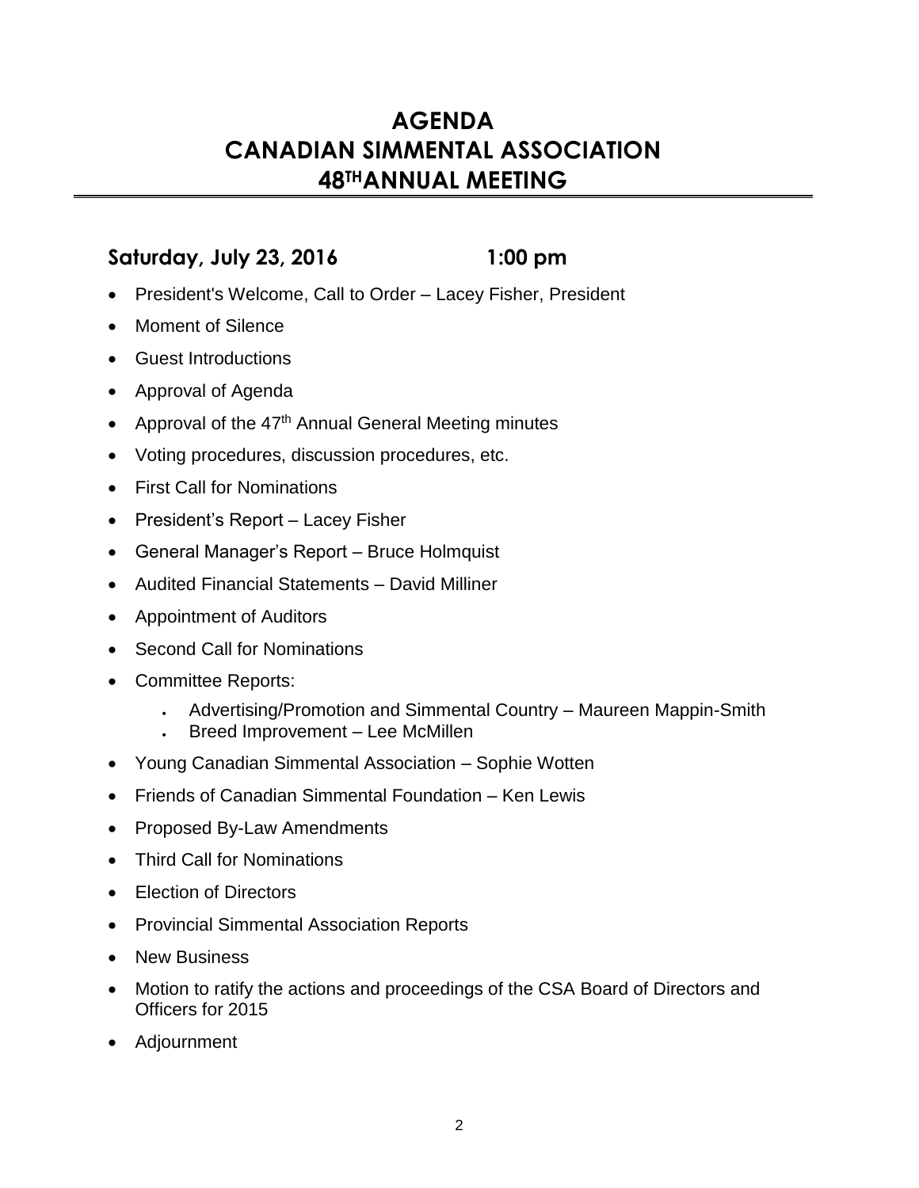# AGENDA
# CANADIAN SIMMENTAL ASSOCIATION
# 48TH ANNUAL MEETING

## Saturday, July 23, 2016 1:00 pm

- President's Welcome, Call to Order – Lacey Fisher, President
- Moment of Silence
- Guest Introductions
- Approval of Agenda
- Approval of the 47th Annual General Meeting minutes
- Voting procedures, discussion procedures, etc.
- First Call for Nominations
- President's Report – Lacey Fisher
- General Manager's Report – Bruce Holmquist
- Audited Financial Statements – David Milliner
- Appointment of Auditors
- Second Call for Nominations
- Committee Reports:
  - Advertising/Promotion and Simmental Country – Maureen Mappin-Smith
  - Breed Improvement – Lee McMillen
- Young Canadian Simmental Association – Sophie Wotten
- Friends of Canadian Simmental Foundation – Ken Lewis
- Proposed By-Law Amendments
- Third Call for Nominations
- Election of Directors
- Provincial Simmental Association Reports
- New Business
- Motion to ratify the actions and proceedings of the CSA Board of Directors and Officers for 2015
- Adjournment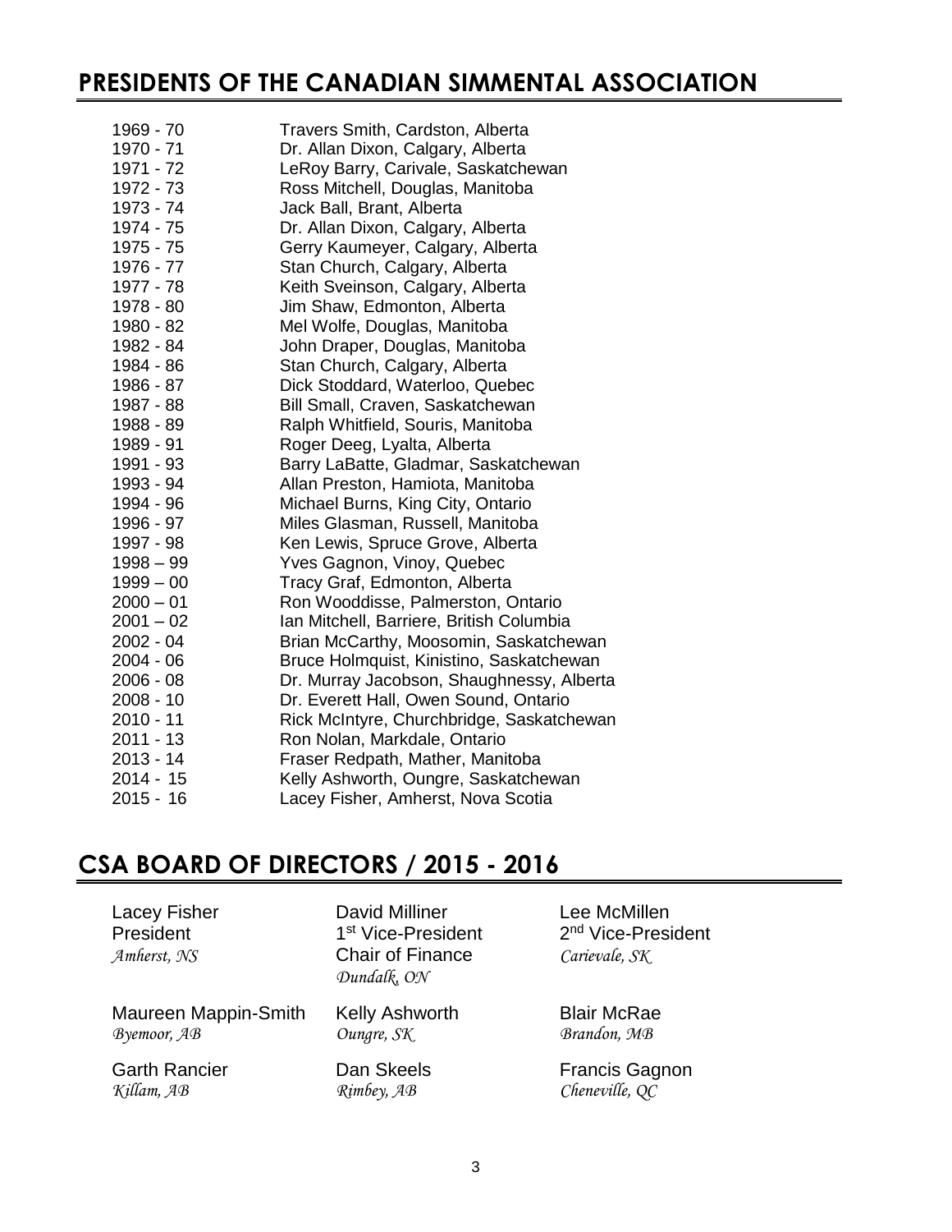## PRESIDENTS OF THE CANADIAN SIMMENTAL ASSOCIATION

| | |
|---|---|
| 1969 - 70 | Travers Smith, Cardston, Alberta |
| 1970 - 71 | Dr. Allan Dixon, Calgary, Alberta |
| 1971 - 72 | LeRoy Barry, Carivale, Saskatchewan |
| 1972 - 73 | Ross Mitchell, Douglas, Manitoba |
| 1973 - 74 | Jack Ball, Brant, Alberta |
| 1974 - 75 | Dr. Allan Dixon, Calgary, Alberta |
| 1975 - 75 | Gerry Kaumeyer, Calgary, Alberta |
| 1976 - 77 | Stan Church, Calgary, Alberta |
| 1977 - 78 | Keith Sveinson, Calgary, Alberta |
| 1978 - 80 | Jim Shaw, Edmonton, Alberta |
| 1980 - 82 | Mel Wolfe, Douglas, Manitoba |
| 1982 - 84 | John Draper, Douglas, Manitoba |
| 1984 - 86 | Stan Church, Calgary, Alberta |
| 1986 - 87 | Dick Stoddard, Waterloo, Quebec |
| 1987 - 88 | Bill Small, Craven, Saskatchewan |
| 1988 - 89 | Ralph Whitfield, Souris, Manitoba |
| 1989 - 91 | Roger Deeg, Lyalta, Alberta |
| 1991 - 93 | Barry LaBatte, Gladmar, Saskatchewan |
| 1993 - 94 | Allan Preston, Hamiota, Manitoba |
| 1994 - 96 | Michael Burns, King City, Ontario |
| 1996 - 97 | Miles Glasman, Russell, Manitoba |
| 1997 - 98 | Ken Lewis, Spruce Grove, Alberta |
| 1998 – 99 | Yves Gagnon, Vinoy, Quebec |
| 1999 – 00 | Tracy Graf, Edmonton, Alberta |
| 2000 – 01 | Ron Wooddisse, Palmerston, Ontario |
| 2001 – 02 | Ian Mitchell, Barriere, British Columbia |
| 2002 - 04 | Brian McCarthy, Moosomin, Saskatchewan |
| 2004 - 06 | Bruce Holmquist, Kinistino, Saskatchewan |
| 2006 - 08 | Dr. Murray Jacobson, Shaughnessy, Alberta |
| 2008 - 10 | Dr. Everett Hall, Owen Sound, Ontario |
| 2010 - 11 | Rick McIntyre, Churchbridge, Saskatchewan |
| 2011 - 13 | Ron Nolan, Markdale, Ontario |
| 2013 - 14 | Fraser Redpath, Mather, Manitoba |
| 2014 - 15 | Kelly Ashworth, Oungre, Saskatchewan |
| 2015 - 16 | Lacey Fisher, Amherst, Nova Scotia |

## CSA BOARD OF DIRECTORS / 2015 - 2016

Lacey Fisher
President
*Amherst, NS*

David Milliner
1st Vice-President
Chair of Finance
*Dundalk, ON*

Lee McMillen
2nd Vice-President
*Carievale, SK*

Maureen Mappin-Smith
*Byemoor, AB*

Kelly Ashworth
*Oungre, SK*

Blair McRae
*Brandon, MB*

Garth Rancier
*Killam, AB*

Dan Skeels
*Rimbey, AB*

Francis Gagnon
*Cheneville, QC*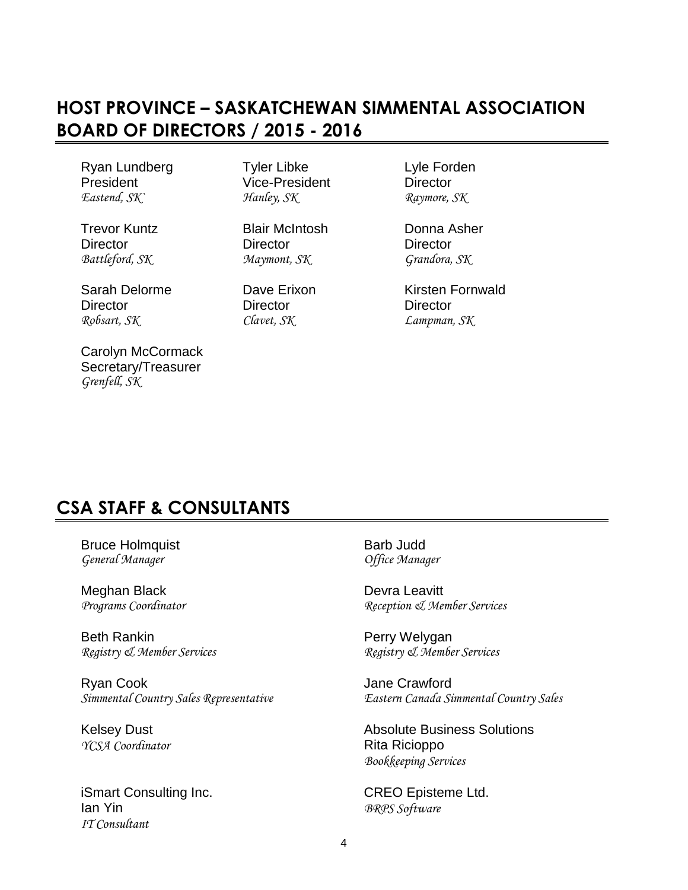## HOST PROVINCE – SASKATCHEWAN SIMMENTAL ASSOCIATION BOARD OF DIRECTORS / 2015 - 2016

Ryan Lundberg
President
*Eastend, SK`*

Tyler Libke
Vice-President
*Hanley, SK*

Lyle Forden
Director
*Raymore, SK*

Trevor Kuntz
Director
*Battleford, SK*

Blair McIntosh
Director
*Maymont, SK*

Donna Asher
Director
*Grandora, SK*

Sarah Delorme
Director
*Robsart, SK*

Dave Erixon
Director
*Clavet, SK*

Kirsten Fornwald
Director
*Lampman, SK*

Carolyn McCormack
Secretary/Treasurer
*Grenfell, SK*

## CSA STAFF & CONSULTANTS

Bruce Holmquist
*General Manager*

Barb Judd
*Office Manager*

Meghan Black
*Programs Coordinator*

Devra Leavitt
*Reception & Member Services*

Beth Rankin
*Registry & Member Services*

Perry Welygan
*Registry & Member Services*

Ryan Cook
*Simmental Country Sales Representative*

Jane Crawford
*Eastern Canada Simmental Country Sales*

Kelsey Dust
*YCSA Coordinator*

Absolute Business Solutions
Rita Ricioppo
*Bookkeeping Services*

iSmart Consulting Inc.
Ian Yin
*IT Consultant*

CREO Episteme Ltd.
*BRPS Software*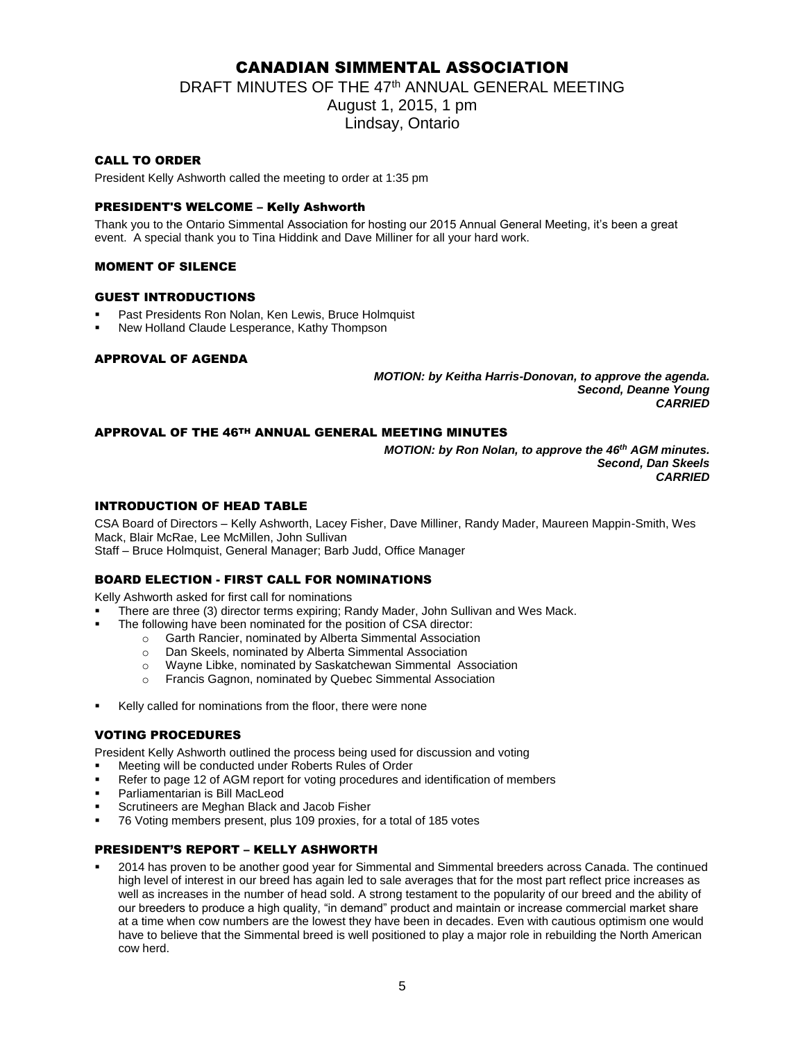# CANADIAN SIMMENTAL ASSOCIATION

DRAFT MINUTES OF THE 47th ANNUAL GENERAL MEETING
August 1, 2015, 1 pm
Lindsay, Ontario

## CALL TO ORDER

President Kelly Ashworth called the meeting to order at 1:35 pm

## PRESIDENT'S WELCOME – Kelly Ashworth

Thank you to the Ontario Simmental Association for hosting our 2015 Annual General Meeting, it's been a great event. A special thank you to Tina Hiddink and Dave Milliner for all your hard work.

## MOMENT OF SILENCE

## GUEST INTRODUCTIONS

- Past Presidents Ron Nolan, Ken Lewis, Bruce Holmquist
- New Holland Claude Lesperance, Kathy Thompson

## APPROVAL OF AGENDA

***MOTION: by Keitha Harris-Donovan, to approve the agenda.***
***Second, Deanne Young***
***CARRIED***

## APPROVAL OF THE 46TH ANNUAL GENERAL MEETING MINUTES

***MOTION: by Ron Nolan, to approve the 46th AGM minutes.***
***Second, Dan Skeels***
***CARRIED***

## INTRODUCTION OF HEAD TABLE

CSA Board of Directors – Kelly Ashworth, Lacey Fisher, Dave Milliner, Randy Mader, Maureen Mappin-Smith, Wes Mack, Blair McRae, Lee McMillen, John Sullivan
Staff – Bruce Holmquist, General Manager; Barb Judd, Office Manager

## BOARD ELECTION - FIRST CALL FOR NOMINATIONS

Kelly Ashworth asked for first call for nominations

- There are three (3) director terms expiring; Randy Mader, John Sullivan and Wes Mack.
- The following have been nominated for the position of CSA director:
  - Garth Rancier, nominated by Alberta Simmental Association
  - Dan Skeels, nominated by Alberta Simmental Association
  - Wayne Libke, nominated by Saskatchewan Simmental Association
  - Francis Gagnon, nominated by Quebec Simmental Association
- Kelly called for nominations from the floor, there were none

## VOTING PROCEDURES

President Kelly Ashworth outlined the process being used for discussion and voting

- Meeting will be conducted under Roberts Rules of Order
- Refer to page 12 of AGM report for voting procedures and identification of members
- Parliamentarian is Bill MacLeod
- Scrutineers are Meghan Black and Jacob Fisher
- 76 Voting members present, plus 109 proxies, for a total of 185 votes

## PRESIDENT'S REPORT – KELLY ASHWORTH

- 2014 has proven to be another good year for Simmental and Simmental breeders across Canada. The continued high level of interest in our breed has again led to sale averages that for the most part reflect price increases as well as increases in the number of head sold. A strong testament to the popularity of our breed and the ability of our breeders to produce a high quality, "in demand" product and maintain or increase commercial market share at a time when cow numbers are the lowest they have been in decades. Even with cautious optimism one would have to believe that the Simmental breed is well positioned to play a major role in rebuilding the North American cow herd.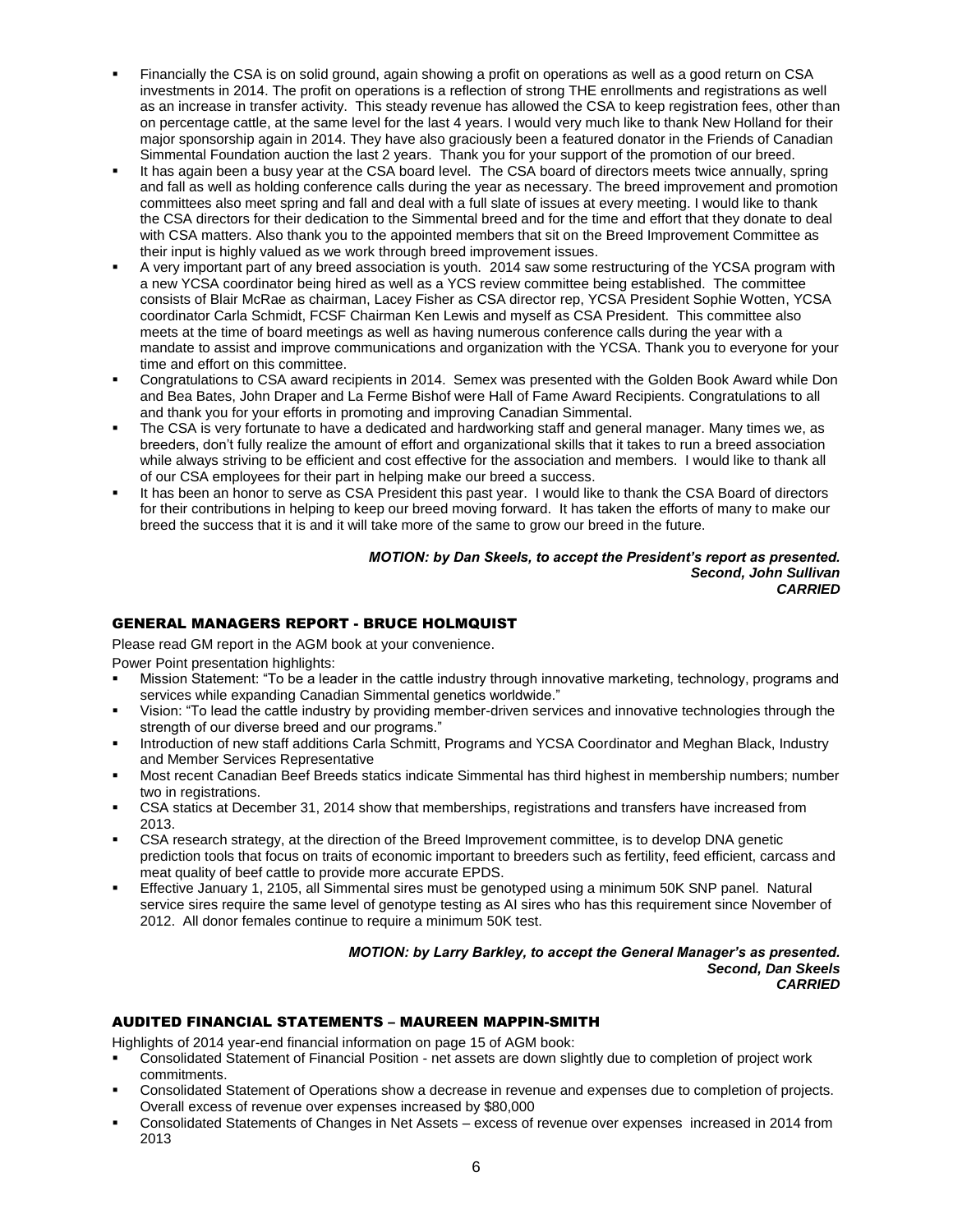- Financially the CSA is on solid ground, again showing a profit on operations as well as a good return on CSA investments in 2014. The profit on operations is a reflection of strong THE enrollments and registrations as well as an increase in transfer activity. This steady revenue has allowed the CSA to keep registration fees, other than on percentage cattle, at the same level for the last 4 years. I would very much like to thank New Holland for their major sponsorship again in 2014. They have also graciously been a featured donator in the Friends of Canadian Simmental Foundation auction the last 2 years. Thank you for your support of the promotion of our breed.
- It has again been a busy year at the CSA board level. The CSA board of directors meets twice annually, spring and fall as well as holding conference calls during the year as necessary. The breed improvement and promotion committees also meet spring and fall and deal with a full slate of issues at every meeting. I would like to thank the CSA directors for their dedication to the Simmental breed and for the time and effort that they donate to deal with CSA matters. Also thank you to the appointed members that sit on the Breed Improvement Committee as their input is highly valued as we work through breed improvement issues.
- A very important part of any breed association is youth. 2014 saw some restructuring of the YCSA program with a new YCSA coordinator being hired as well as a YCS review committee being established. The committee consists of Blair McRae as chairman, Lacey Fisher as CSA director rep, YCSA President Sophie Wotten, YCSA coordinator Carla Schmidt, FCSF Chairman Ken Lewis and myself as CSA President. This committee also meets at the time of board meetings as well as having numerous conference calls during the year with a mandate to assist and improve communications and organization with the YCSA. Thank you to everyone for your time and effort on this committee.
- Congratulations to CSA award recipients in 2014. Semex was presented with the Golden Book Award while Don and Bea Bates, John Draper and La Ferme Bishof were Hall of Fame Award Recipients. Congratulations to all and thank you for your efforts in promoting and improving Canadian Simmental.
- The CSA is very fortunate to have a dedicated and hardworking staff and general manager. Many times we, as breeders, don't fully realize the amount of effort and organizational skills that it takes to run a breed association while always striving to be efficient and cost effective for the association and members. I would like to thank all of our CSA employees for their part in helping make our breed a success.
- It has been an honor to serve as CSA President this past year. I would like to thank the CSA Board of directors for their contributions in helping to keep our breed moving forward. It has taken the efforts of many to make our breed the success that it is and it will take more of the same to grow our breed in the future.

***MOTION: by Dan Skeels, to accept the President's report as presented.***
***Second, John Sullivan***
***CARRIED***

## GENERAL MANAGERS REPORT - BRUCE HOLMQUIST

Please read GM report in the AGM book at your convenience.

Power Point presentation highlights:

- Mission Statement: "To be a leader in the cattle industry through innovative marketing, technology, programs and services while expanding Canadian Simmental genetics worldwide."
- Vision: "To lead the cattle industry by providing member-driven services and innovative technologies through the strength of our diverse breed and our programs."
- Introduction of new staff additions Carla Schmitt, Programs and YCSA Coordinator and Meghan Black, Industry and Member Services Representative
- Most recent Canadian Beef Breeds statics indicate Simmental has third highest in membership numbers; number two in registrations.
- CSA statics at December 31, 2014 show that memberships, registrations and transfers have increased from 2013.
- CSA research strategy, at the direction of the Breed Improvement committee, is to develop DNA genetic prediction tools that focus on traits of economic important to breeders such as fertility, feed efficient, carcass and meat quality of beef cattle to provide more accurate EPDS.
- Effective January 1, 2105, all Simmental sires must be genotyped using a minimum 50K SNP panel. Natural service sires require the same level of genotype testing as AI sires who has this requirement since November of 2012. All donor females continue to require a minimum 50K test.

***MOTION: by Larry Barkley, to accept the General Manager's as presented.***
***Second, Dan Skeels***
***CARRIED***

## AUDITED FINANCIAL STATEMENTS – MAUREEN MAPPIN-SMITH

Highlights of 2014 year-end financial information on page 15 of AGM book:

- Consolidated Statement of Financial Position - net assets are down slightly due to completion of project work commitments.
- Consolidated Statement of Operations show a decrease in revenue and expenses due to completion of projects. Overall excess of revenue over expenses increased by $80,000
- Consolidated Statements of Changes in Net Assets – excess of revenue over expenses increased in 2014 from 2013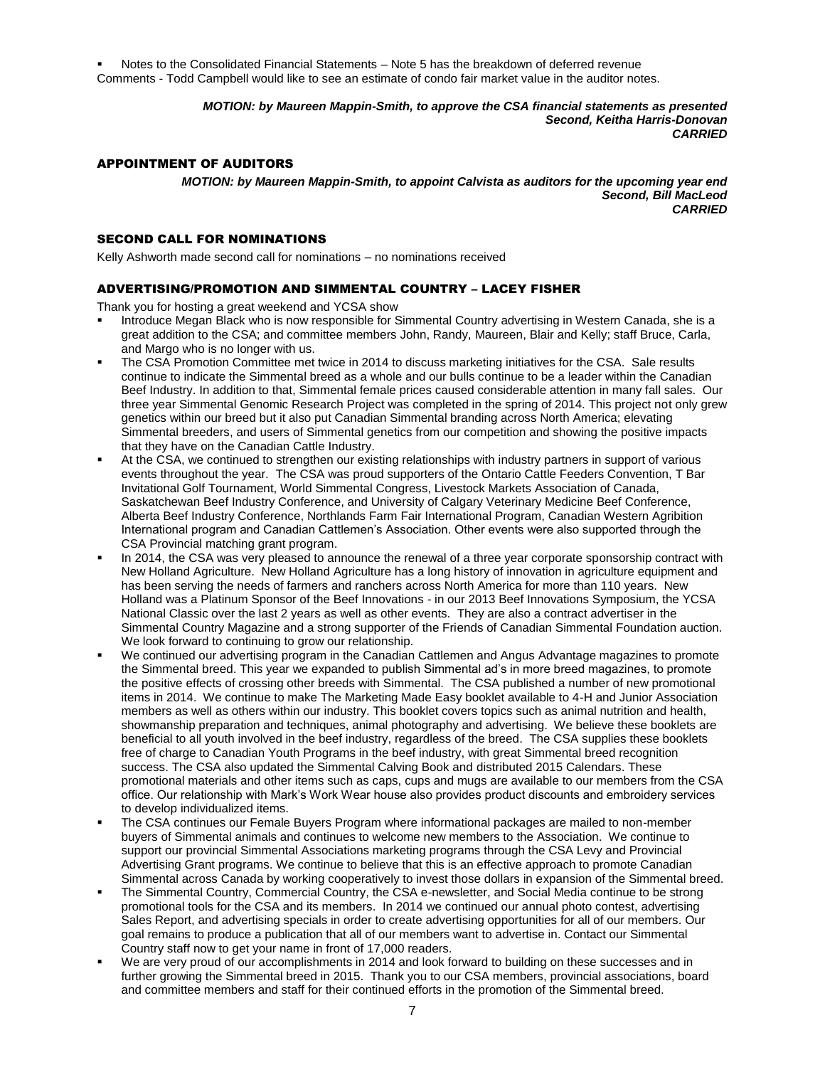- Notes to the Consolidated Financial Statements – Note 5 has the breakdown of deferred revenue

Comments - Todd Campbell would like to see an estimate of condo fair market value in the auditor notes.

***MOTION: by Maureen Mappin-Smith, to approve the CSA financial statements as presented***
***Second, Keitha Harris-Donovan***
***CARRIED***

## APPOINTMENT OF AUDITORS

***MOTION: by Maureen Mappin-Smith, to appoint Calvista as auditors for the upcoming year end***
***Second, Bill MacLeod***
***CARRIED***

## SECOND CALL FOR NOMINATIONS

Kelly Ashworth made second call for nominations – no nominations received

## ADVERTISING/PROMOTION AND SIMMENTAL COUNTRY – LACEY FISHER

Thank you for hosting a great weekend and YCSA show

- Introduce Megan Black who is now responsible for Simmental Country advertising in Western Canada, she is a great addition to the CSA; and committee members John, Randy, Maureen, Blair and Kelly; staff Bruce, Carla, and Margo who is no longer with us.
- The CSA Promotion Committee met twice in 2014 to discuss marketing initiatives for the CSA. Sale results continue to indicate the Simmental breed as a whole and our bulls continue to be a leader within the Canadian Beef Industry. In addition to that, Simmental female prices caused considerable attention in many fall sales. Our three year Simmental Genomic Research Project was completed in the spring of 2014. This project not only grew genetics within our breed but it also put Canadian Simmental branding across North America; elevating Simmental breeders, and users of Simmental genetics from our competition and showing the positive impacts that they have on the Canadian Cattle Industry.
- At the CSA, we continued to strengthen our existing relationships with industry partners in support of various events throughout the year. The CSA was proud supporters of the Ontario Cattle Feeders Convention, T Bar Invitational Golf Tournament, World Simmental Congress, Livestock Markets Association of Canada, Saskatchewan Beef Industry Conference, and University of Calgary Veterinary Medicine Beef Conference, Alberta Beef Industry Conference, Northlands Farm Fair International Program, Canadian Western Agribition International program and Canadian Cattlemen's Association. Other events were also supported through the CSA Provincial matching grant program.
- In 2014, the CSA was very pleased to announce the renewal of a three year corporate sponsorship contract with New Holland Agriculture. New Holland Agriculture has a long history of innovation in agriculture equipment and has been serving the needs of farmers and ranchers across North America for more than 110 years. New Holland was a Platinum Sponsor of the Beef Innovations - in our 2013 Beef Innovations Symposium, the YCSA National Classic over the last 2 years as well as other events. They are also a contract advertiser in the Simmental Country Magazine and a strong supporter of the Friends of Canadian Simmental Foundation auction. We look forward to continuing to grow our relationship.
- We continued our advertising program in the Canadian Cattlemen and Angus Advantage magazines to promote the Simmental breed. This year we expanded to publish Simmental ad's in more breed magazines, to promote the positive effects of crossing other breeds with Simmental. The CSA published a number of new promotional items in 2014. We continue to make The Marketing Made Easy booklet available to 4-H and Junior Association members as well as others within our industry. This booklet covers topics such as animal nutrition and health, showmanship preparation and techniques, animal photography and advertising. We believe these booklets are beneficial to all youth involved in the beef industry, regardless of the breed. The CSA supplies these booklets free of charge to Canadian Youth Programs in the beef industry, with great Simmental breed recognition success. The CSA also updated the Simmental Calving Book and distributed 2015 Calendars. These promotional materials and other items such as caps, cups and mugs are available to our members from the CSA office. Our relationship with Mark's Work Wear house also provides product discounts and embroidery services to develop individualized items.
- The CSA continues our Female Buyers Program where informational packages are mailed to non-member buyers of Simmental animals and continues to welcome new members to the Association. We continue to support our provincial Simmental Associations marketing programs through the CSA Levy and Provincial Advertising Grant programs. We continue to believe that this is an effective approach to promote Canadian Simmental across Canada by working cooperatively to invest those dollars in expansion of the Simmental breed.
- The Simmental Country, Commercial Country, the CSA e-newsletter, and Social Media continue to be strong promotional tools for the CSA and its members. In 2014 we continued our annual photo contest, advertising Sales Report, and advertising specials in order to create advertising opportunities for all of our members. Our goal remains to produce a publication that all of our members want to advertise in. Contact our Simmental Country staff now to get your name in front of 17,000 readers.
- We are very proud of our accomplishments in 2014 and look forward to building on these successes and in further growing the Simmental breed in 2015. Thank you to our CSA members, provincial associations, board and committee members and staff for their continued efforts in the promotion of the Simmental breed.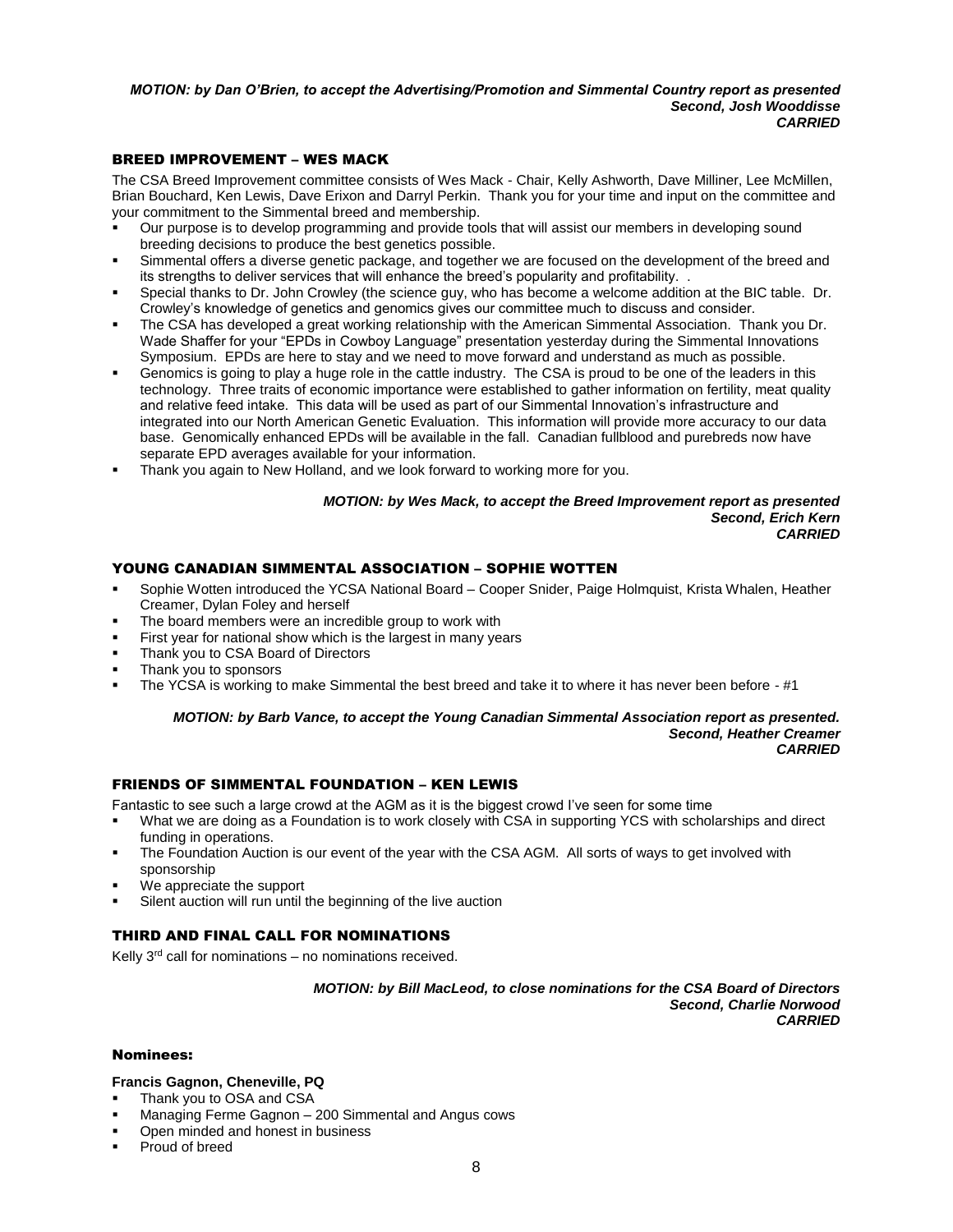*MOTION: by Dan O'Brien, to accept the Advertising/Promotion and Simmental Country report as presented*
*Second, Josh Wooddisse*
*CARRIED*

## BREED IMPROVEMENT – WES MACK

The CSA Breed Improvement committee consists of Wes Mack - Chair, Kelly Ashworth, Dave Milliner, Lee McMillen, Brian Bouchard, Ken Lewis, Dave Erixon and Darryl Perkin. Thank you for your time and input on the committee and your commitment to the Simmental breed and membership.

- Our purpose is to develop programming and provide tools that will assist our members in developing sound breeding decisions to produce the best genetics possible.
- Simmental offers a diverse genetic package, and together we are focused on the development of the breed and its strengths to deliver services that will enhance the breed's popularity and profitability. .
- Special thanks to Dr. John Crowley (the science guy, who has become a welcome addition at the BIC table. Dr. Crowley's knowledge of genetics and genomics gives our committee much to discuss and consider.
- The CSA has developed a great working relationship with the American Simmental Association. Thank you Dr. Wade Shaffer for your "EPDs in Cowboy Language" presentation yesterday during the Simmental Innovations Symposium. EPDs are here to stay and we need to move forward and understand as much as possible.
- Genomics is going to play a huge role in the cattle industry. The CSA is proud to be one of the leaders in this technology. Three traits of economic importance were established to gather information on fertility, meat quality and relative feed intake. This data will be used as part of our Simmental Innovation's infrastructure and integrated into our North American Genetic Evaluation. This information will provide more accuracy to our data base. Genomically enhanced EPDs will be available in the fall. Canadian fullblood and purebreds now have separate EPD averages available for your information.
- Thank you again to New Holland, and we look forward to working more for you.

*MOTION: by Wes Mack, to accept the Breed Improvement report as presented*
*Second, Erich Kern*
*CARRIED*

## YOUNG CANADIAN SIMMENTAL ASSOCIATION – SOPHIE WOTTEN

- Sophie Wotten introduced the YCSA National Board – Cooper Snider, Paige Holmquist, Krista Whalen, Heather Creamer, Dylan Foley and herself
- The board members were an incredible group to work with
- First year for national show which is the largest in many years
- Thank you to CSA Board of Directors
- Thank you to sponsors
- The YCSA is working to make Simmental the best breed and take it to where it has never been before - #1

*MOTION: by Barb Vance, to accept the Young Canadian Simmental Association report as presented.*
*Second, Heather Creamer*
*CARRIED*

## FRIENDS OF SIMMENTAL FOUNDATION – KEN LEWIS

Fantastic to see such a large crowd at the AGM as it is the biggest crowd I've seen for some time

- What we are doing as a Foundation is to work closely with CSA in supporting YCS with scholarships and direct funding in operations.
- The Foundation Auction is our event of the year with the CSA AGM. All sorts of ways to get involved with sponsorship
- We appreciate the support
- Silent auction will run until the beginning of the live auction

## THIRD AND FINAL CALL FOR NOMINATIONS

Kelly 3rd call for nominations – no nominations received.

*MOTION: by Bill MacLeod, to close nominations for the CSA Board of Directors*
*Second, Charlie Norwood*
*CARRIED*

### Nominees:

**Francis Gagnon, Cheneville, PQ**

- Thank you to OSA and CSA
- Managing Ferme Gagnon – 200 Simmental and Angus cows
- Open minded and honest in business
- Proud of breed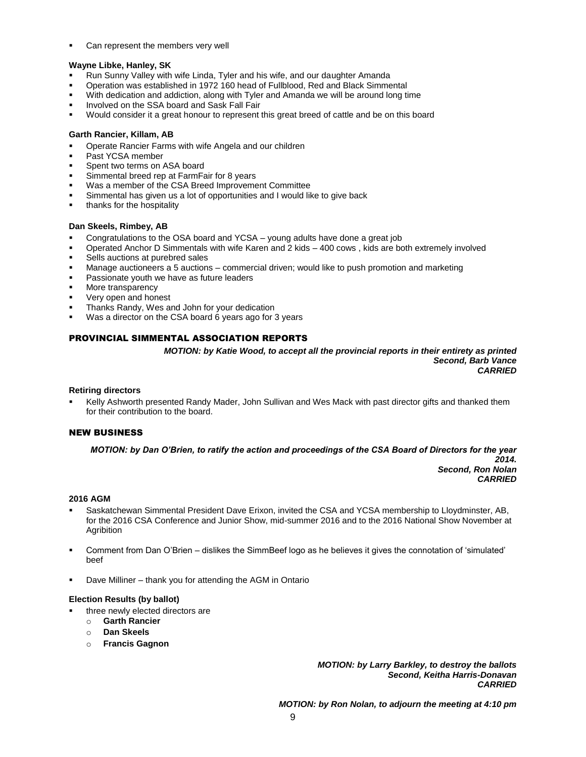- Can represent the members very well

**Wayne Libke, Hanley, SK**

- Run Sunny Valley with wife Linda, Tyler and his wife, and our daughter Amanda
- Operation was established in 1972 160 head of Fullblood, Red and Black Simmental
- With dedication and addiction, along with Tyler and Amanda we will be around long time
- Involved on the SSA board and Sask Fall Fair
- Would consider it a great honour to represent this great breed of cattle and be on this board

**Garth Rancier, Killam, AB**

- Operate Rancier Farms with wife Angela and our children
- Past YCSA member
- Spent two terms on ASA board
- Simmental breed rep at FarmFair for 8 years
- Was a member of the CSA Breed Improvement Committee
- Simmental has given us a lot of opportunities and I would like to give back
- thanks for the hospitality

**Dan Skeels, Rimbey, AB**

- Congratulations to the OSA board and YCSA – young adults have done a great job
- Operated Anchor D Simmentals with wife Karen and 2 kids – 400 cows , kids are both extremely involved
- Sells auctions at purebred sales
- Manage auctioneers a 5 auctions – commercial driven; would like to push promotion and marketing
- Passionate youth we have as future leaders
- More transparency
- Very open and honest
- Thanks Randy, Wes and John for your dedication
- Was a director on the CSA board 6 years ago for 3 years

## PROVINCIAL SIMMENTAL ASSOCIATION REPORTS

***MOTION: by Katie Wood, to accept all the provincial reports in their entirety as printed***
***Second, Barb Vance***
***CARRIED***

**Retiring directors**

- Kelly Ashworth presented Randy Mader, John Sullivan and Wes Mack with past director gifts and thanked them for their contribution to the board.

## NEW BUSINESS

***MOTION: by Dan O'Brien, to ratify the action and proceedings of the CSA Board of Directors for the year 2014.***
***Second, Ron Nolan***
***CARRIED***

**2016 AGM**

- Saskatchewan Simmental President Dave Erixon, invited the CSA and YCSA membership to Lloydminster, AB, for the 2016 CSA Conference and Junior Show, mid-summer 2016 and to the 2016 National Show November at Agribition
- Comment from Dan O'Brien – dislikes the SimmBeef logo as he believes it gives the connotation of 'simulated' beef
- Dave Milliner – thank you for attending the AGM in Ontario

**Election Results (by ballot)**

- three newly elected directors are
  - **Garth Rancier**
  - **Dan Skeels**
  - **Francis Gagnon**

***MOTION: by Larry Barkley, to destroy the ballots***
***Second, Keitha Harris-Donavan***
***CARRIED***

***MOTION: by Ron Nolan, to adjourn the meeting at 4:10 pm***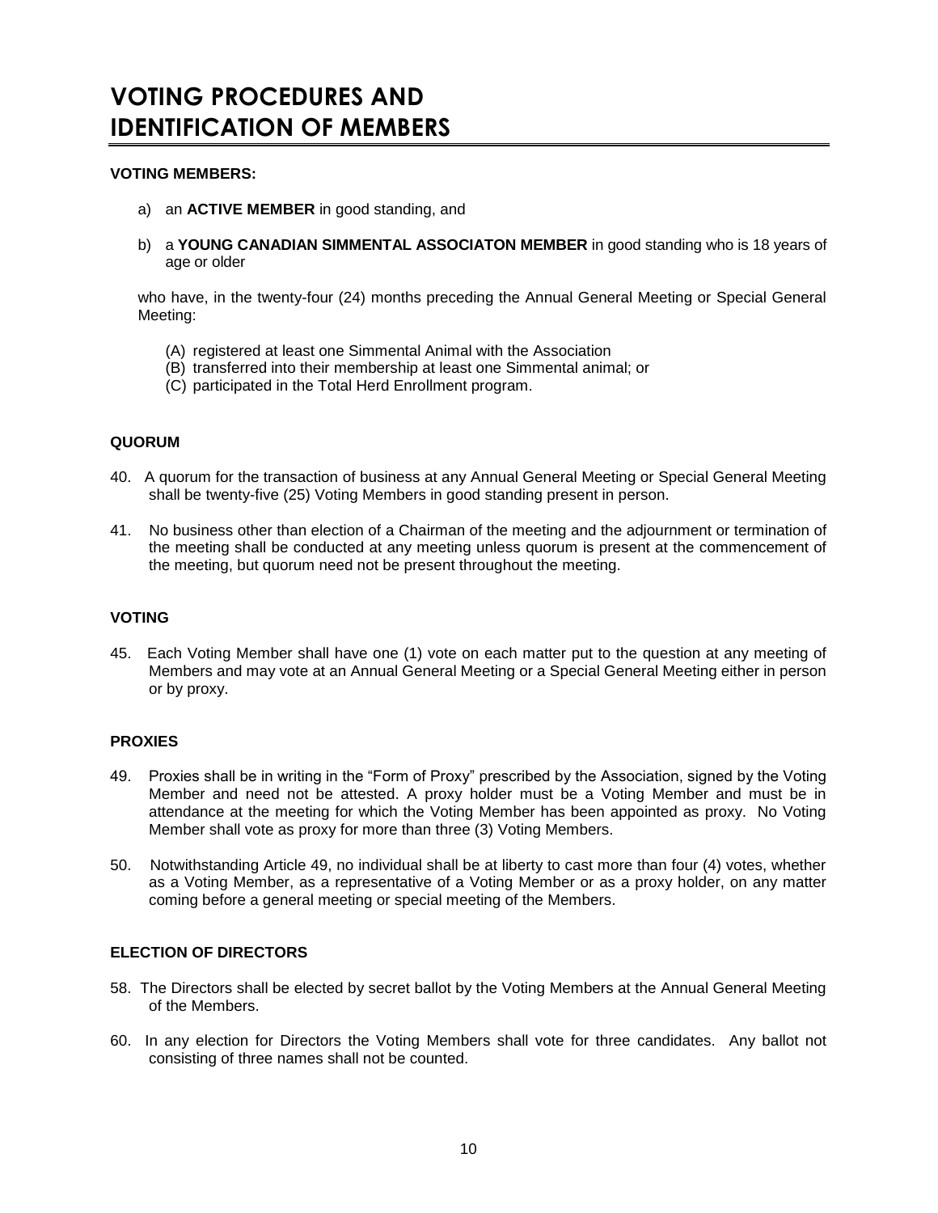# VOTING PROCEDURES AND IDENTIFICATION OF MEMBERS

**VOTING MEMBERS:**

a) an **ACTIVE MEMBER** in good standing, and

b) a **YOUNG CANADIAN SIMMENTAL ASSOCIATON MEMBER** in good standing who is 18 years of age or older

who have, in the twenty-four (24) months preceding the Annual General Meeting or Special General Meeting:

(A) registered at least one Simmental Animal with the Association
(B) transferred into their membership at least one Simmental animal; or
(C) participated in the Total Herd Enrollment program.

**QUORUM**

40. A quorum for the transaction of business at any Annual General Meeting or Special General Meeting shall be twenty-five (25) Voting Members in good standing present in person.

41. No business other than election of a Chairman of the meeting and the adjournment or termination of the meeting shall be conducted at any meeting unless quorum is present at the commencement of the meeting, but quorum need not be present throughout the meeting.

**VOTING**

45. Each Voting Member shall have one (1) vote on each matter put to the question at any meeting of Members and may vote at an Annual General Meeting or a Special General Meeting either in person or by proxy.

**PROXIES**

49. Proxies shall be in writing in the "Form of Proxy" prescribed by the Association, signed by the Voting Member and need not be attested. A proxy holder must be a Voting Member and must be in attendance at the meeting for which the Voting Member has been appointed as proxy. No Voting Member shall vote as proxy for more than three (3) Voting Members.

50. Notwithstanding Article 49, no individual shall be at liberty to cast more than four (4) votes, whether as a Voting Member, as a representative of a Voting Member or as a proxy holder, on any matter coming before a general meeting or special meeting of the Members.

**ELECTION OF DIRECTORS**

58. The Directors shall be elected by secret ballot by the Voting Members at the Annual General Meeting of the Members.

60. In any election for Directors the Voting Members shall vote for three candidates. Any ballot not consisting of three names shall not be counted.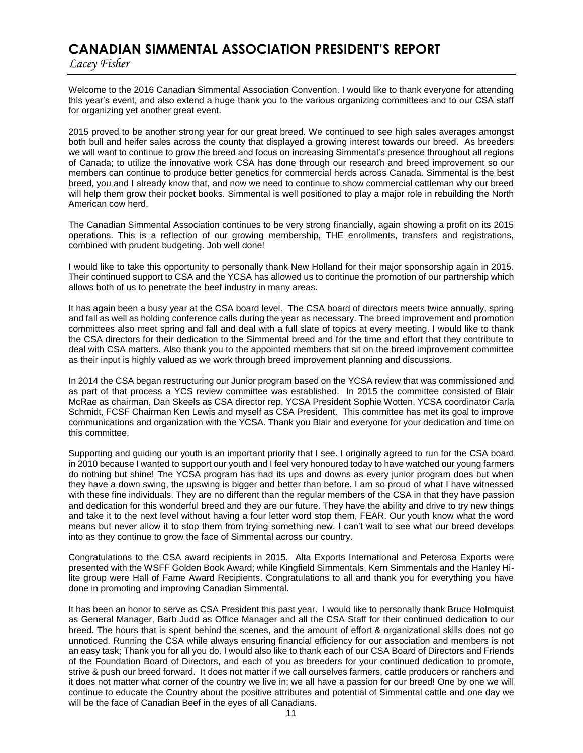# CANADIAN SIMMENTAL ASSOCIATION PRESIDENT'S REPORT

*Lacey Fisher*

Welcome to the 2016 Canadian Simmental Association Convention. I would like to thank everyone for attending this year's event, and also extend a huge thank you to the various organizing committees and to our CSA staff for organizing yet another great event.

2015 proved to be another strong year for our great breed. We continued to see high sales averages amongst both bull and heifer sales across the county that displayed a growing interest towards our breed. As breeders we will want to continue to grow the breed and focus on increasing Simmental's presence throughout all regions of Canada; to utilize the innovative work CSA has done through our research and breed improvement so our members can continue to produce better genetics for commercial herds across Canada. Simmental is the best breed, you and I already know that, and now we need to continue to show commercial cattleman why our breed will help them grow their pocket books. Simmental is well positioned to play a major role in rebuilding the North American cow herd.

The Canadian Simmental Association continues to be very strong financially, again showing a profit on its 2015 operations. This is a reflection of our growing membership, THE enrollments, transfers and registrations, combined with prudent budgeting. Job well done!

I would like to take this opportunity to personally thank New Holland for their major sponsorship again in 2015. Their continued support to CSA and the YCSA has allowed us to continue the promotion of our partnership which allows both of us to penetrate the beef industry in many areas.

It has again been a busy year at the CSA board level. The CSA board of directors meets twice annually, spring and fall as well as holding conference calls during the year as necessary. The breed improvement and promotion committees also meet spring and fall and deal with a full slate of topics at every meeting. I would like to thank the CSA directors for their dedication to the Simmental breed and for the time and effort that they contribute to deal with CSA matters. Also thank you to the appointed members that sit on the breed improvement committee as their input is highly valued as we work through breed improvement planning and discussions.

In 2014 the CSA began restructuring our Junior program based on the YCSA review that was commissioned and as part of that process a YCS review committee was established. In 2015 the committee consisted of Blair McRae as chairman, Dan Skeels as CSA director rep, YCSA President Sophie Wotten, YCSA coordinator Carla Schmidt, FCSF Chairman Ken Lewis and myself as CSA President. This committee has met its goal to improve communications and organization with the YCSA. Thank you Blair and everyone for your dedication and time on this committee.

Supporting and guiding our youth is an important priority that I see. I originally agreed to run for the CSA board in 2010 because I wanted to support our youth and I feel very honoured today to have watched our young farmers do nothing but shine! The YCSA program has had its ups and downs as every junior program does but when they have a down swing, the upswing is bigger and better than before. I am so proud of what I have witnessed with these fine individuals. They are no different than the regular members of the CSA in that they have passion and dedication for this wonderful breed and they are our future. They have the ability and drive to try new things and take it to the next level without having a four letter word stop them, FEAR. Our youth know what the word means but never allow it to stop them from trying something new. I can't wait to see what our breed develops into as they continue to grow the face of Simmental across our country.

Congratulations to the CSA award recipients in 2015. Alta Exports International and Peterosa Exports were presented with the WSFF Golden Book Award; while Kingfield Simmentals, Kern Simmentals and the Hanley Hi-lite group were Hall of Fame Award Recipients. Congratulations to all and thank you for everything you have done in promoting and improving Canadian Simmental.

It has been an honor to serve as CSA President this past year. I would like to personally thank Bruce Holmquist as General Manager, Barb Judd as Office Manager and all the CSA Staff for their continued dedication to our breed. The hours that is spent behind the scenes, and the amount of effort & organizational skills does not go unnoticed. Running the CSA while always ensuring financial efficiency for our association and members is not an easy task; Thank you for all you do. I would also like to thank each of our CSA Board of Directors and Friends of the Foundation Board of Directors, and each of you as breeders for your continued dedication to promote, strive & push our breed forward. It does not matter if we call ourselves farmers, cattle producers or ranchers and it does not matter what corner of the country we live in; we all have a passion for our breed! One by one we will continue to educate the Country about the positive attributes and potential of Simmental cattle and one day we will be the face of Canadian Beef in the eyes of all Canadians.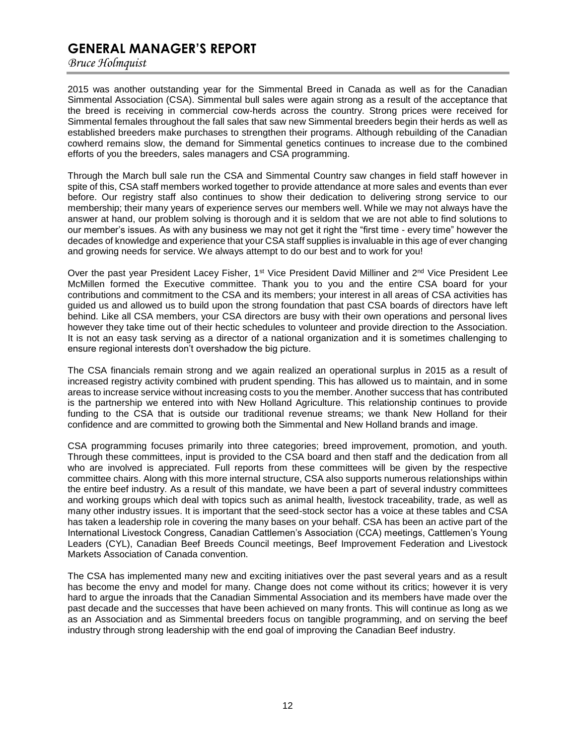# GENERAL MANAGER'S REPORT

*Bruce Holmquist*

2015 was another outstanding year for the Simmental Breed in Canada as well as for the Canadian Simmental Association (CSA). Simmental bull sales were again strong as a result of the acceptance that the breed is receiving in commercial cow-herds across the country. Strong prices were received for Simmental females throughout the fall sales that saw new Simmental breeders begin their herds as well as established breeders make purchases to strengthen their programs. Although rebuilding of the Canadian cowherd remains slow, the demand for Simmental genetics continues to increase due to the combined efforts of you the breeders, sales managers and CSA programming.

Through the March bull sale run the CSA and Simmental Country saw changes in field staff however in spite of this, CSA staff members worked together to provide attendance at more sales and events than ever before. Our registry staff also continues to show their dedication to delivering strong service to our membership; their many years of experience serves our members well. While we may not always have the answer at hand, our problem solving is thorough and it is seldom that we are not able to find solutions to our member's issues. As with any business we may not get it right the "first time - every time" however the decades of knowledge and experience that your CSA staff supplies is invaluable in this age of ever changing and growing needs for service. We always attempt to do our best and to work for you!

Over the past year President Lacey Fisher, 1st Vice President David Milliner and 2nd Vice President Lee McMillen formed the Executive committee. Thank you to you and the entire CSA board for your contributions and commitment to the CSA and its members; your interest in all areas of CSA activities has guided us and allowed us to build upon the strong foundation that past CSA boards of directors have left behind. Like all CSA members, your CSA directors are busy with their own operations and personal lives however they take time out of their hectic schedules to volunteer and provide direction to the Association. It is not an easy task serving as a director of a national organization and it is sometimes challenging to ensure regional interests don't overshadow the big picture.

The CSA financials remain strong and we again realized an operational surplus in 2015 as a result of increased registry activity combined with prudent spending. This has allowed us to maintain, and in some areas to increase service without increasing costs to you the member. Another success that has contributed is the partnership we entered into with New Holland Agriculture. This relationship continues to provide funding to the CSA that is outside our traditional revenue streams; we thank New Holland for their confidence and are committed to growing both the Simmental and New Holland brands and image.

CSA programming focuses primarily into three categories; breed improvement, promotion, and youth. Through these committees, input is provided to the CSA board and then staff and the dedication from all who are involved is appreciated. Full reports from these committees will be given by the respective committee chairs. Along with this more internal structure, CSA also supports numerous relationships within the entire beef industry. As a result of this mandate, we have been a part of several industry committees and working groups which deal with topics such as animal health, livestock traceability, trade, as well as many other industry issues. It is important that the seed-stock sector has a voice at these tables and CSA has taken a leadership role in covering the many bases on your behalf. CSA has been an active part of the International Livestock Congress, Canadian Cattlemen's Association (CCA) meetings, Cattlemen's Young Leaders (CYL), Canadian Beef Breeds Council meetings, Beef Improvement Federation and Livestock Markets Association of Canada convention.

The CSA has implemented many new and exciting initiatives over the past several years and as a result has become the envy and model for many. Change does not come without its critics; however it is very hard to argue the inroads that the Canadian Simmental Association and its members have made over the past decade and the successes that have been achieved on many fronts. This will continue as long as we as an Association and as Simmental breeders focus on tangible programming, and on serving the beef industry through strong leadership with the end goal of improving the Canadian Beef industry.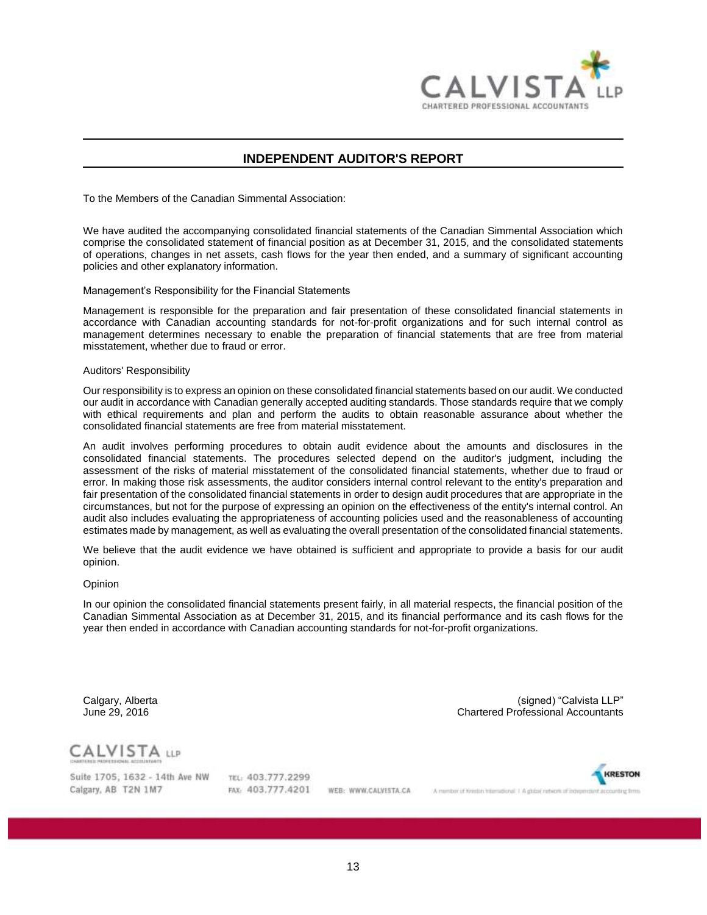CALVISTA LLP
CHARTERED PROFESSIONAL ACCOUNTANTS

## INDEPENDENT AUDITOR'S REPORT

To the Members of the Canadian Simmental Association:

We have audited the accompanying consolidated financial statements of the Canadian Simmental Association which comprise the consolidated statement of financial position as at December 31, 2015, and the consolidated statements of operations, changes in net assets, cash flows for the year then ended, and a summary of significant accounting policies and other explanatory information.

Management's Responsibility for the Financial Statements

Management is responsible for the preparation and fair presentation of these consolidated financial statements in accordance with Canadian accounting standards for not-for-profit organizations and for such internal control as management determines necessary to enable the preparation of financial statements that are free from material misstatement, whether due to fraud or error.

Auditors' Responsibility

Our responsibility is to express an opinion on these consolidated financial statements based on our audit. We conducted our audit in accordance with Canadian generally accepted auditing standards. Those standards require that we comply with ethical requirements and plan and perform the audits to obtain reasonable assurance about whether the consolidated financial statements are free from material misstatement.

An audit involves performing procedures to obtain audit evidence about the amounts and disclosures in the consolidated financial statements. The procedures selected depend on the auditor's judgment, including the assessment of the risks of material misstatement of the consolidated financial statements, whether due to fraud or error. In making those risk assessments, the auditor considers internal control relevant to the entity's preparation and fair presentation of the consolidated financial statements in order to design audit procedures that are appropriate in the circumstances, but not for the purpose of expressing an opinion on the effectiveness of the entity's internal control. An audit also includes evaluating the appropriateness of accounting policies used and the reasonableness of accounting estimates made by management, as well as evaluating the overall presentation of the consolidated financial statements.

We believe that the audit evidence we have obtained is sufficient and appropriate to provide a basis for our audit opinion.

Opinion

In our opinion the consolidated financial statements present fairly, in all material respects, the financial position of the Canadian Simmental Association as at December 31, 2015, and its financial performance and its cash flows for the year then ended in accordance with Canadian accounting standards for not-for-profit organizations.

Calgary, Alberta
June 29, 2016

(signed) "Calvista LLP"
Chartered Professional Accountants

CALVISTA LLP
CHARTERED PROFESSIONAL ACCOUNTANTS

Suite 1705, 1632 - 14th Ave NW
Calgary, AB T2N 1M7

TEL: 403.777.2299
FAX: 403.777.4201

WEB: WWW.CALVISTA.CA

KRESTON
A member of Kreston International | A global network of independent accounting firms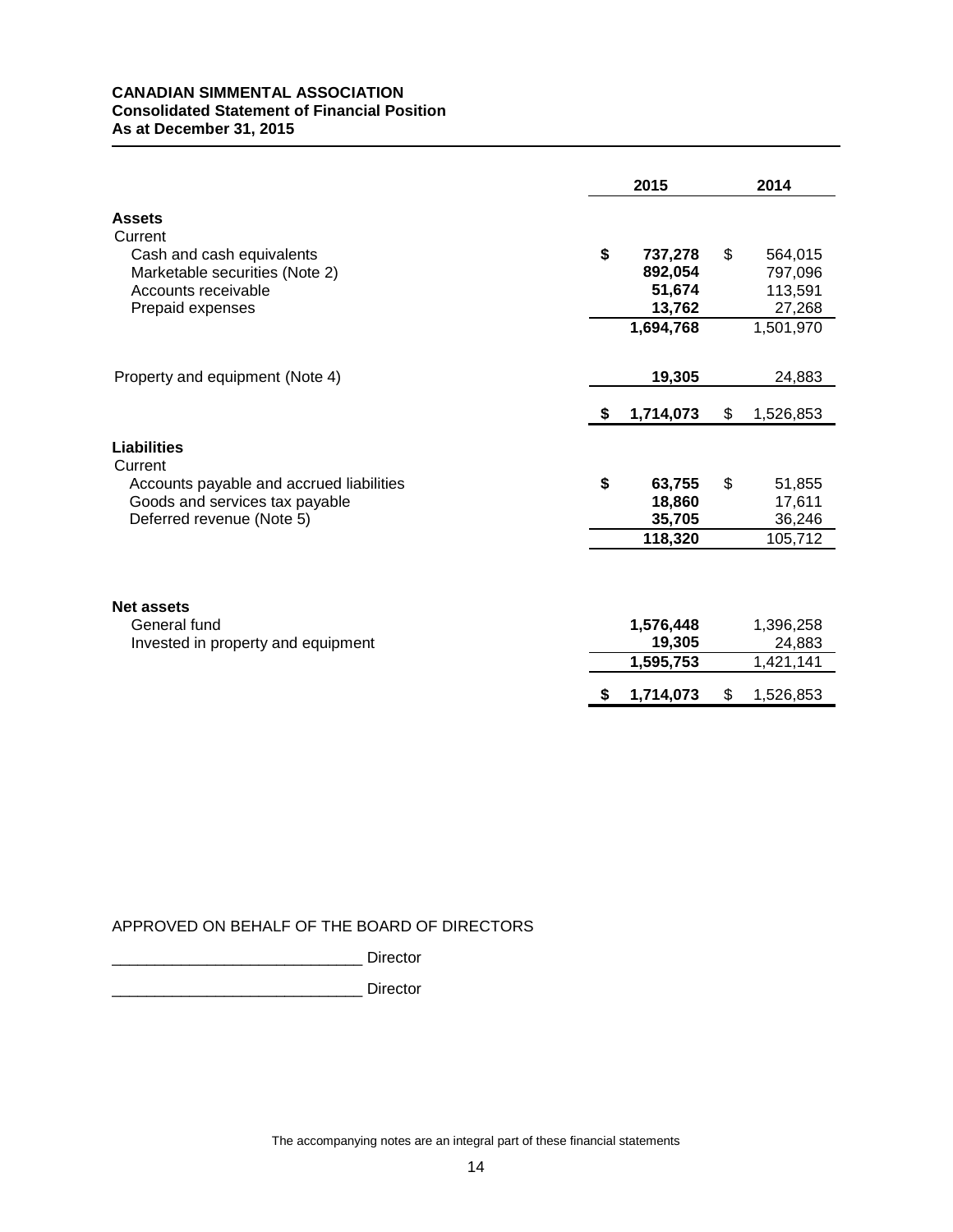**CANADIAN SIMMENTAL ASSOCIATION**
**Consolidated Statement of Financial Position**
**As at December 31, 2015**

| | 2015 | 2014 |
|---|---|---|
| **Assets** | | |
| Current | | |
| Cash and cash equivalents | **$ 737,278** | $ 564,015 |
| Marketable securities (Note 2) | **892,054** | 797,096 |
| Accounts receivable | **51,674** | 113,591 |
| Prepaid expenses | **13,762** | 27,268 |
| | **1,694,768** | 1,501,970 |
| Property and equipment (Note 4) | **19,305** | 24,883 |
| | **$ 1,714,073** | $ 1,526,853 |
| **Liabilities** | | |
| Current | | |
| Accounts payable and accrued liabilities | **$ 63,755** | $ 51,855 |
| Goods and services tax payable | **18,860** | 17,611 |
| Deferred revenue (Note 5) | **35,705** | 36,246 |
| | **118,320** | 105,712 |
| **Net assets** | | |
| General fund | **1,576,448** | 1,396,258 |
| Invested in property and equipment | **19,305** | 24,883 |
| | **1,595,753** | 1,421,141 |
| | **$ 1,714,073** | $ 1,526,853 |

APPROVED ON BEHALF OF THE BOARD OF DIRECTORS

_____________________________ Director

_____________________________ Director

The accompanying notes are an integral part of these financial statements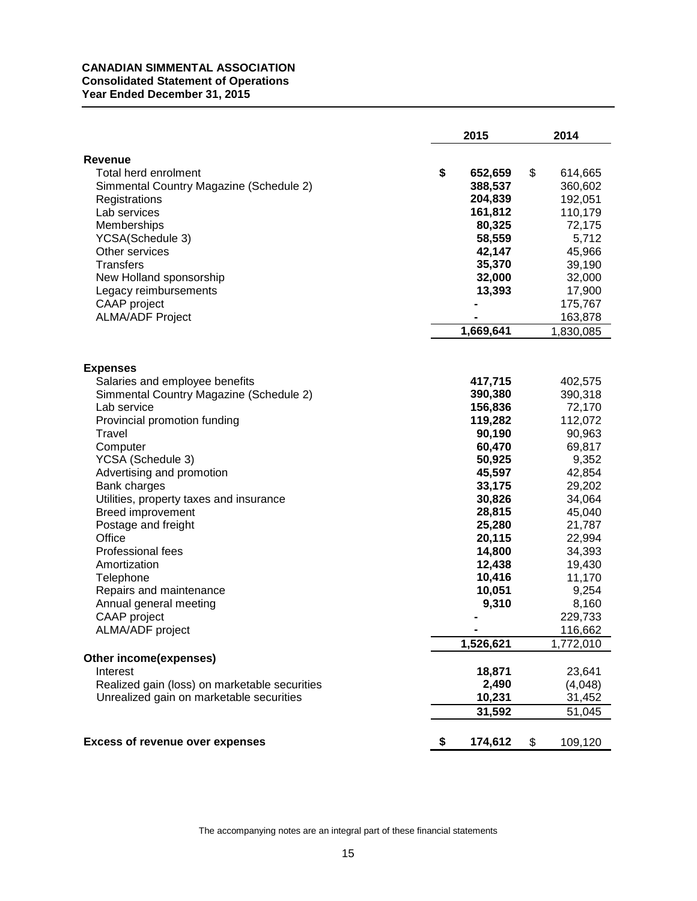**CANADIAN SIMMENTAL ASSOCIATION**
**Consolidated Statement of Operations**
**Year Ended December 31, 2015**

| | 2015 | 2014 |
|---|---|---|
| **Revenue** | | |
| Total herd enrolment | **$ 652,659** | $ 614,665 |
| Simmental Country Magazine (Schedule 2) | **388,537** | 360,602 |
| Registrations | **204,839** | 192,051 |
| Lab services | **161,812** | 110,179 |
| Memberships | **80,325** | 72,175 |
| YCSA(Schedule 3) | **58,559** | 5,712 |
| Other services | **42,147** | 45,966 |
| Transfers | **35,370** | 39,190 |
| New Holland sponsorship | **32,000** | 32,000 |
| Legacy reimbursements | **13,393** | 17,900 |
| CAAP project | **-** | 175,767 |
| ALMA/ADF Project | **-** | 163,878 |
| | **1,669,641** | 1,830,085 |
| **Expenses** | | |
| Salaries and employee benefits | **417,715** | 402,575 |
| Simmental Country Magazine (Schedule 2) | **390,380** | 390,318 |
| Lab service | **156,836** | 72,170 |
| Provincial promotion funding | **119,282** | 112,072 |
| Travel | **90,190** | 90,963 |
| Computer | **60,470** | 69,817 |
| YCSA (Schedule 3) | **50,925** | 9,352 |
| Advertising and promotion | **45,597** | 42,854 |
| Bank charges | **33,175** | 29,202 |
| Utilities, property taxes and insurance | **30,826** | 34,064 |
| Breed improvement | **28,815** | 45,040 |
| Postage and freight | **25,280** | 21,787 |
| Office | **20,115** | 22,994 |
| Professional fees | **14,800** | 34,393 |
| Amortization | **12,438** | 19,430 |
| Telephone | **10,416** | 11,170 |
| Repairs and maintenance | **10,051** | 9,254 |
| Annual general meeting | **9,310** | 8,160 |
| CAAP project | **-** | 229,733 |
| ALMA/ADF project | **-** | 116,662 |
| | **1,526,621** | 1,772,010 |
| **Other income(expenses)** | | |
| Interest | **18,871** | 23,641 |
| Realized gain (loss) on marketable securities | **2,490** | (4,048) |
| Unrealized gain on marketable securities | **10,231** | 31,452 |
| | **31,592** | 51,045 |
| **Excess of revenue over expenses** | **$ 174,612** | $ 109,120 |

The accompanying notes are an integral part of these financial statements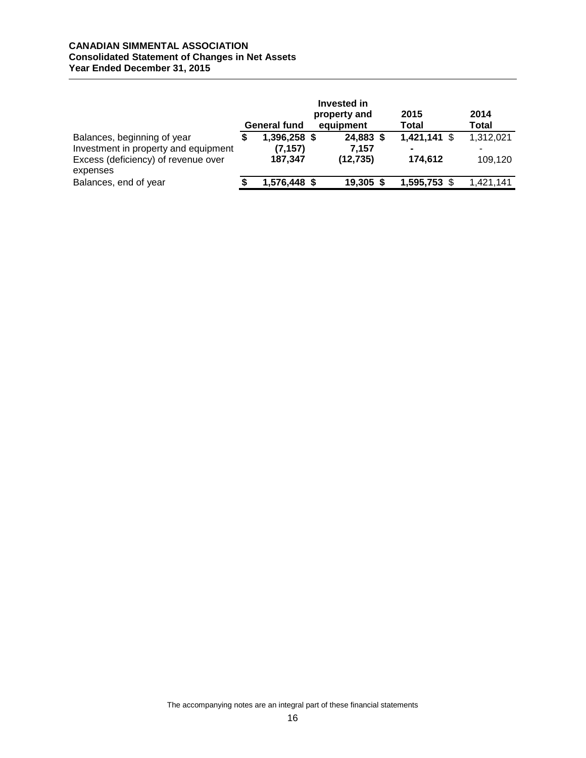**CANADIAN SIMMENTAL ASSOCIATION**
**Consolidated Statement of Changes in Net Assets**
**Year Ended December 31, 2015**

| | General fund | Invested in property and equipment | 2015 Total | 2014 Total |
|---|---|---|---|---|
| Balances, beginning of year | $ 1,396,258 | $ 24,883 | $ 1,421,141 | $ 1,312,021 |
| Investment in property and equipment | (7,157) | 7,157 | - | - |
| Excess (deficiency) of revenue over expenses | 187,347 | (12,735) | 174,612 | 109,120 |
| Balances, end of year | $ 1,576,448 | $ 19,305 | $ 1,595,753 | $ 1,421,141 |

The accompanying notes are an integral part of these financial statements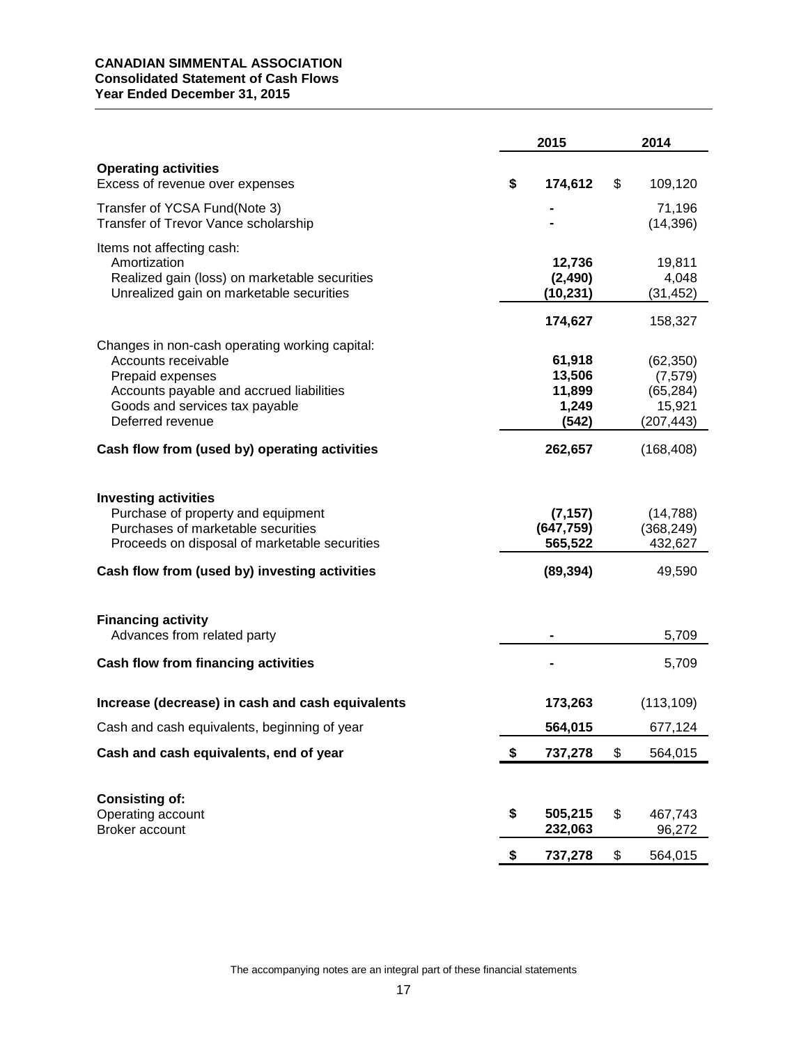**CANADIAN SIMMENTAL ASSOCIATION**
**Consolidated Statement of Cash Flows**
**Year Ended December 31, 2015**

| | 2015 | 2014 |
|---|---|---|
| **Operating activities** | | |
| Excess of revenue over expenses | **$ 174,612** | $ 109,120 |
| Transfer of YCSA Fund(Note 3) | **-** | 71,196 |
| Transfer of Trevor Vance scholarship | **-** | (14,396) |
| Items not affecting cash: | | |
| Amortization | **12,736** | 19,811 |
| Realized gain (loss) on marketable securities | **(2,490)** | 4,048 |
| Unrealized gain on marketable securities | **(10,231)** | (31,452) |
| | **174,627** | 158,327 |
| Changes in non-cash operating working capital: | | |
| Accounts receivable | **61,918** | (62,350) |
| Prepaid expenses | **13,506** | (7,579) |
| Accounts payable and accrued liabilities | **11,899** | (65,284) |
| Goods and services tax payable | **1,249** | 15,921 |
| Deferred revenue | **(542)** | (207,443) |
| **Cash flow from (used by) operating activities** | **262,657** | (168,408) |
| **Investing activities** | | |
| Purchase of property and equipment | **(7,157)** | (14,788) |
| Purchases of marketable securities | **(647,759)** | (368,249) |
| Proceeds on disposal of marketable securities | **565,522** | 432,627 |
| **Cash flow from (used by) investing activities** | **(89,394)** | 49,590 |
| **Financing activity** | | |
| Advances from related party | **-** | 5,709 |
| **Cash flow from financing activities** | **-** | 5,709 |
| **Increase (decrease) in cash and cash equivalents** | **173,263** | (113,109) |
| Cash and cash equivalents, beginning of year | **564,015** | 677,124 |
| **Cash and cash equivalents, end of year** | **$ 737,278** | $ 564,015 |
| **Consisting of:** | | |
| Operating account | **$ 505,215** | $ 467,743 |
| Broker account | **232,063** | 96,272 |
| | **$ 737,278** | $ 564,015 |

The accompanying notes are an integral part of these financial statements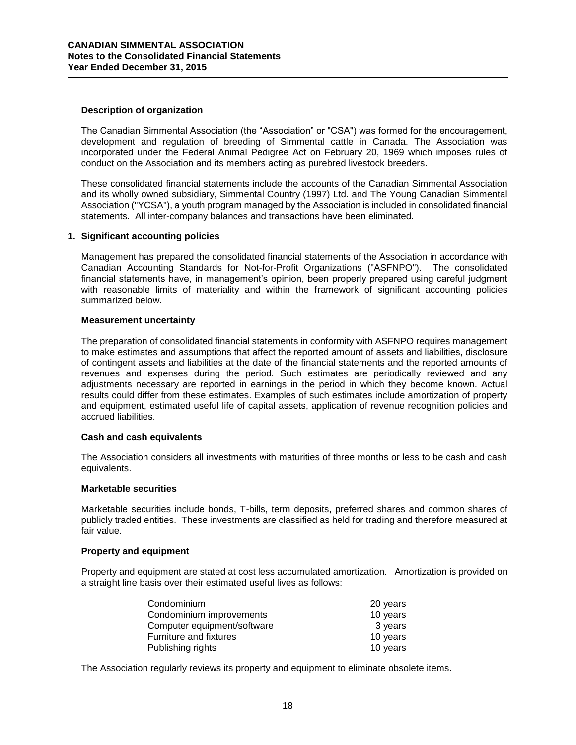## Description of organization

The Canadian Simmental Association (the "Association" or "CSA") was formed for the encouragement, development and regulation of breeding of Simmental cattle in Canada. The Association was incorporated under the Federal Animal Pedigree Act on February 20, 1969 which imposes rules of conduct on the Association and its members acting as purebred livestock breeders.

These consolidated financial statements include the accounts of the Canadian Simmental Association and its wholly owned subsidiary, Simmental Country (1997) Ltd. and The Young Canadian Simmental Association ("YCSA"), a youth program managed by the Association is included in consolidated financial statements. All inter-company balances and transactions have been eliminated.

## 1. Significant accounting policies

Management has prepared the consolidated financial statements of the Association in accordance with Canadian Accounting Standards for Not-for-Profit Organizations ("ASFNPO"). The consolidated financial statements have, in management's opinion, been properly prepared using careful judgment with reasonable limits of materiality and within the framework of significant accounting policies summarized below.

### Measurement uncertainty

The preparation of consolidated financial statements in conformity with ASFNPO requires management to make estimates and assumptions that affect the reported amount of assets and liabilities, disclosure of contingent assets and liabilities at the date of the financial statements and the reported amounts of revenues and expenses during the period. Such estimates are periodically reviewed and any adjustments necessary are reported in earnings in the period in which they become known. Actual results could differ from these estimates. Examples of such estimates include amortization of property and equipment, estimated useful life of capital assets, application of revenue recognition policies and accrued liabilities.

### Cash and cash equivalents

The Association considers all investments with maturities of three months or less to be cash and cash equivalents.

### Marketable securities

Marketable securities include bonds, T-bills, term deposits, preferred shares and common shares of publicly traded entities. These investments are classified as held for trading and therefore measured at fair value.

### Property and equipment

Property and equipment are stated at cost less accumulated amortization. Amortization is provided on a straight line basis over their estimated useful lives as follows:

| | |
|---|---|
| Condominium | 20 years |
| Condominium improvements | 10 years |
| Computer equipment/software | 3 years |
| Furniture and fixtures | 10 years |
| Publishing rights | 10 years |

The Association regularly reviews its property and equipment to eliminate obsolete items.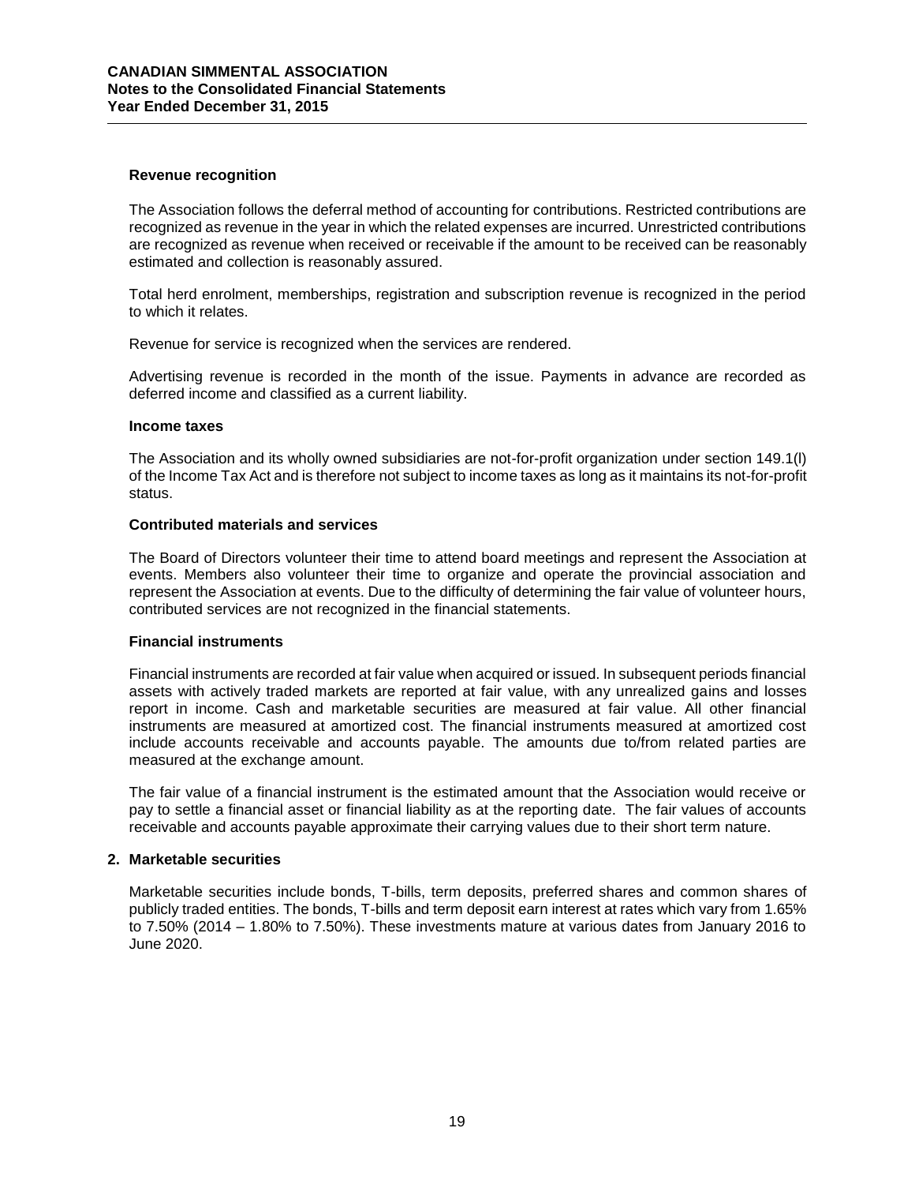### Revenue recognition

The Association follows the deferral method of accounting for contributions. Restricted contributions are recognized as revenue in the year in which the related expenses are incurred. Unrestricted contributions are recognized as revenue when received or receivable if the amount to be received can be reasonably estimated and collection is reasonably assured.

Total herd enrolment, memberships, registration and subscription revenue is recognized in the period to which it relates.

Revenue for service is recognized when the services are rendered.

Advertising revenue is recorded in the month of the issue. Payments in advance are recorded as deferred income and classified as a current liability.

### Income taxes

The Association and its wholly owned subsidiaries are not-for-profit organization under section 149.1(l) of the Income Tax Act and is therefore not subject to income taxes as long as it maintains its not-for-profit status.

### Contributed materials and services

The Board of Directors volunteer their time to attend board meetings and represent the Association at events. Members also volunteer their time to organize and operate the provincial association and represent the Association at events. Due to the difficulty of determining the fair value of volunteer hours, contributed services are not recognized in the financial statements.

### Financial instruments

Financial instruments are recorded at fair value when acquired or issued. In subsequent periods financial assets with actively traded markets are reported at fair value, with any unrealized gains and losses report in income. Cash and marketable securities are measured at fair value. All other financial instruments are measured at amortized cost. The financial instruments measured at amortized cost include accounts receivable and accounts payable. The amounts due to/from related parties are measured at the exchange amount.

The fair value of a financial instrument is the estimated amount that the Association would receive or pay to settle a financial asset or financial liability as at the reporting date. The fair values of accounts receivable and accounts payable approximate their carrying values due to their short term nature.

## 2. Marketable securities

Marketable securities include bonds, T-bills, term deposits, preferred shares and common shares of publicly traded entities. The bonds, T-bills and term deposit earn interest at rates which vary from 1.65% to 7.50% (2014 – 1.80% to 7.50%). These investments mature at various dates from January 2016 to June 2020.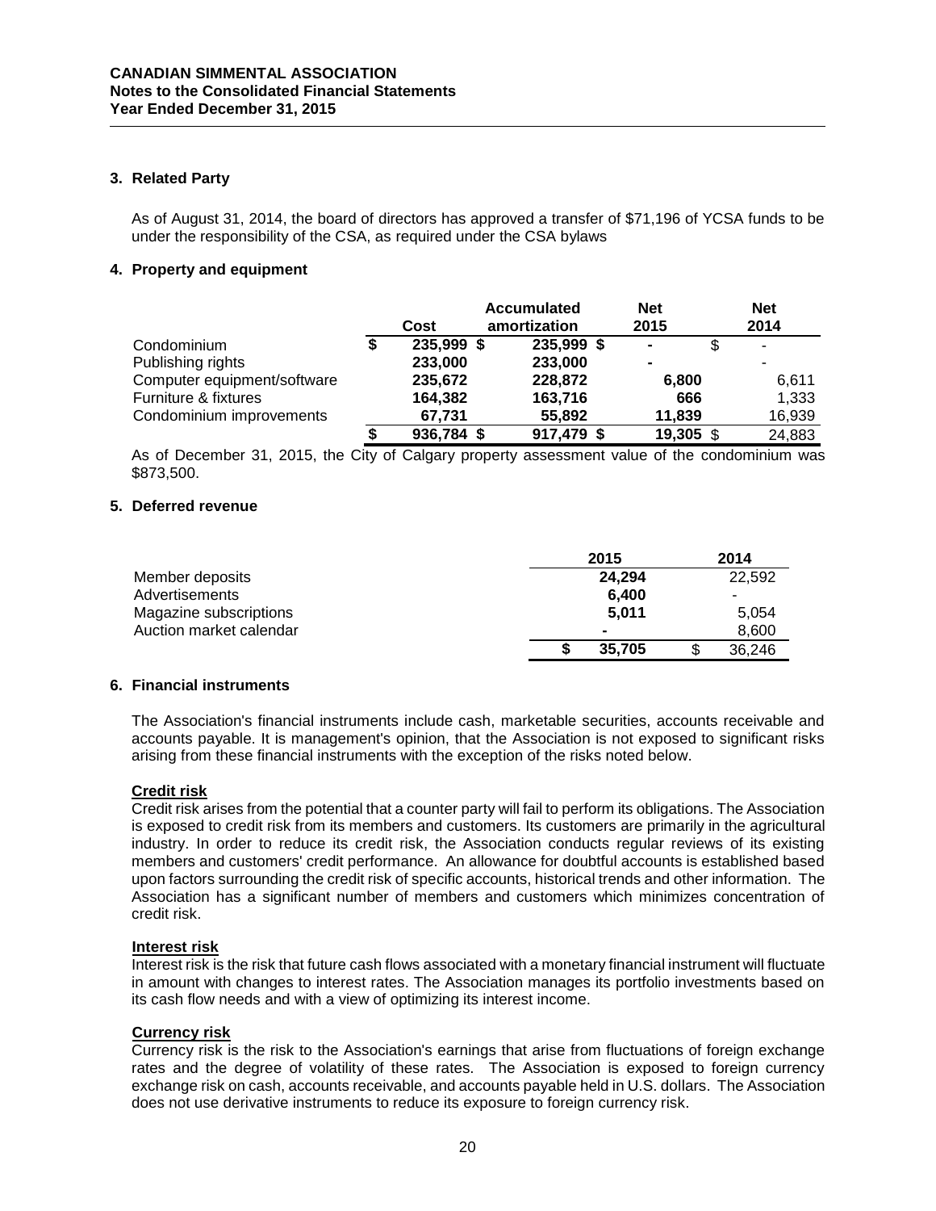**CANADIAN SIMMENTAL ASSOCIATION**
**Notes to the Consolidated Financial Statements**
**Year Ended December 31, 2015**

### 3. Related Party

As of August 31, 2014, the board of directors has approved a transfer of $71,196 of YCSA funds to be under the responsibility of the CSA, as required under the CSA bylaws

### 4. Property and equipment

| | Cost | Accumulated amortization | Net 2015 | Net 2014 |
|---|---|---|---|---|
| Condominium | $ 235,999 | $ 235,999 | $ - | $ - |
| Publishing rights | 233,000 | 233,000 | - | - |
| Computer equipment/software | 235,672 | 228,872 | 6,800 | 6,611 |
| Furniture & fixtures | 164,382 | 163,716 | 666 | 1,333 |
| Condominium improvements | 67,731 | 55,892 | 11,839 | 16,939 |
| | $ 936,784 | $ 917,479 | $ 19,305 | $ 24,883 |

As of December 31, 2015, the City of Calgary property assessment value of the condominium was $873,500.

### 5. Deferred revenue

| | 2015 | 2014 |
|---|---|---|
| Member deposits | 24,294 | 22,592 |
| Advertisements | 6,400 | - |
| Magazine subscriptions | 5,011 | 5,054 |
| Auction market calendar | - | 8,600 |
| | $ 35,705 | $ 36,246 |

### 6. Financial instruments

The Association's financial instruments include cash, marketable securities, accounts receivable and accounts payable. It is management's opinion, that the Association is not exposed to significant risks arising from these financial instruments with the exception of the risks noted below.

**Credit risk**

Credit risk arises from the potential that a counter party will fail to perform its obligations. The Association is exposed to credit risk from its members and customers. Its customers are primarily in the agricultural industry. In order to reduce its credit risk, the Association conducts regular reviews of its existing members and customers' credit performance. An allowance for doubtful accounts is established based upon factors surrounding the credit risk of specific accounts, historical trends and other information. The Association has a significant number of members and customers which minimizes concentration of credit risk.

**Interest risk**

Interest risk is the risk that future cash flows associated with a monetary financial instrument will fluctuate in amount with changes to interest rates. The Association manages its portfolio investments based on its cash flow needs and with a view of optimizing its interest income.

**Currency risk**

Currency risk is the risk to the Association's earnings that arise from fluctuations of foreign exchange rates and the degree of volatility of these rates. The Association is exposed to foreign currency exchange risk on cash, accounts receivable, and accounts payable held in U.S. dollars. The Association does not use derivative instruments to reduce its exposure to foreign currency risk.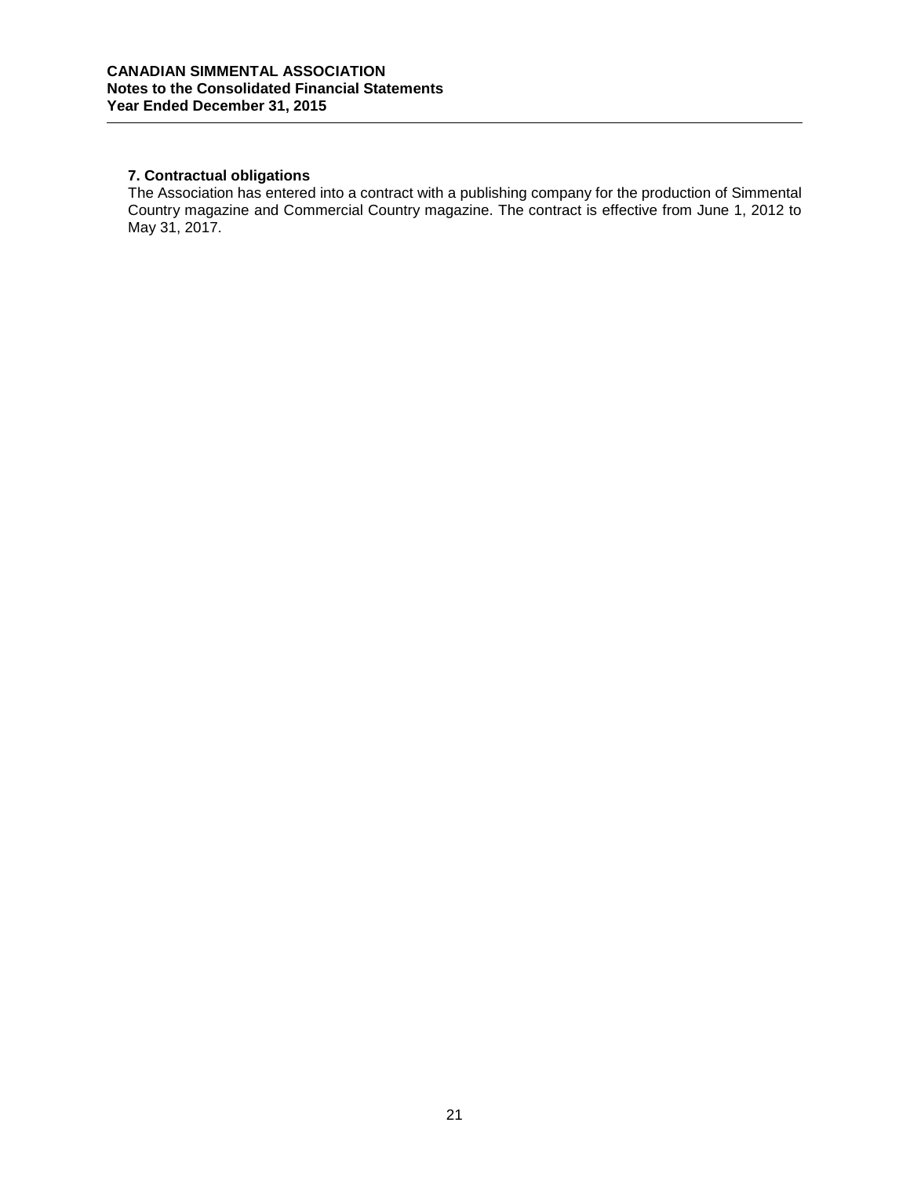### 7. Contractual obligations

The Association has entered into a contract with a publishing company for the production of Simmental Country magazine and Commercial Country magazine. The contract is effective from June 1, 2012 to May 31, 2017.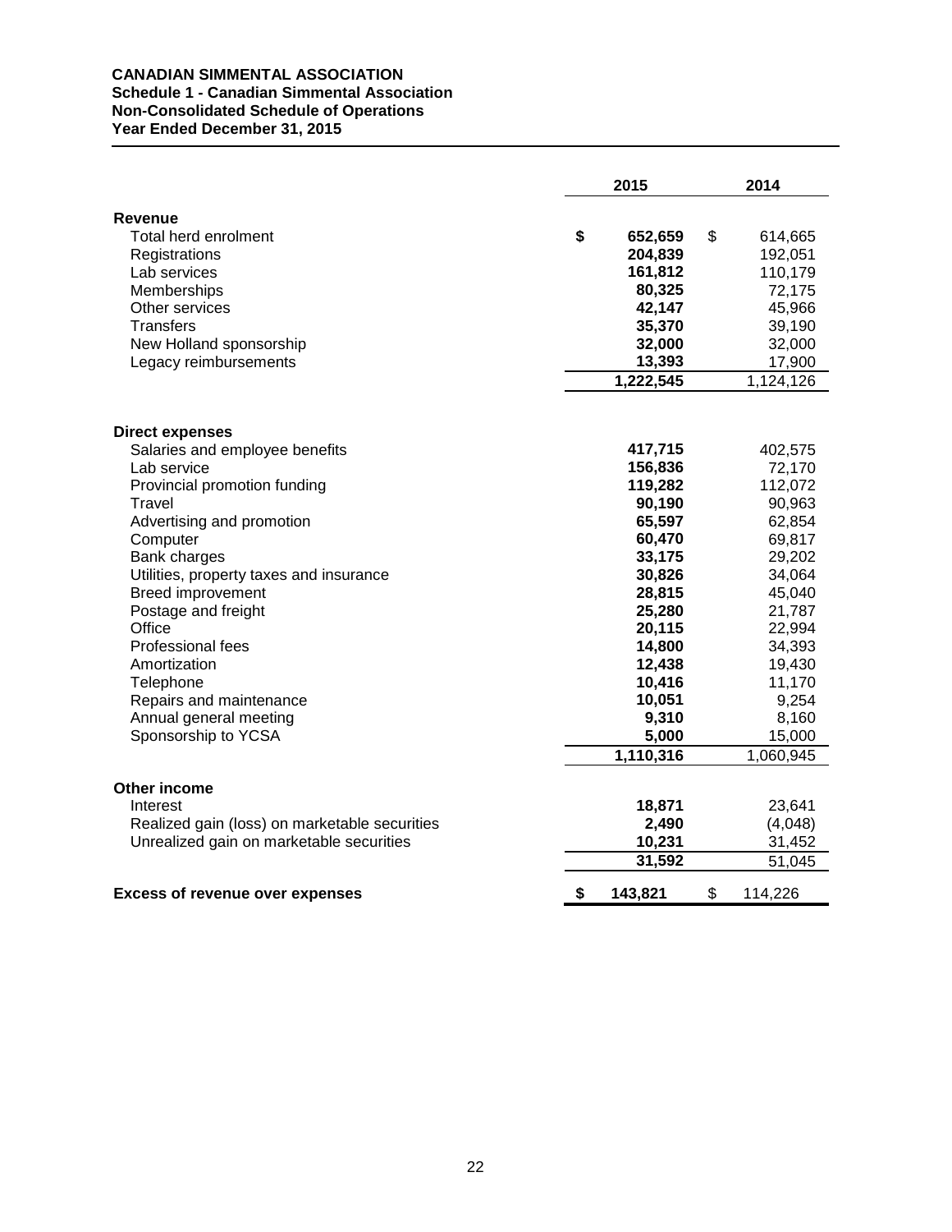**CANADIAN SIMMENTAL ASSOCIATION**
**Schedule 1 - Canadian Simmental Association**
**Non-Consolidated Schedule of Operations**
**Year Ended December 31, 2015**

| | 2015 | 2014 |
|---|---|---|
| **Revenue** | | |
| Total herd enrolment | **$ 652,659** | $ 614,665 |
| Registrations | **204,839** | 192,051 |
| Lab services | **161,812** | 110,179 |
| Memberships | **80,325** | 72,175 |
| Other services | **42,147** | 45,966 |
| Transfers | **35,370** | 39,190 |
| New Holland sponsorship | **32,000** | 32,000 |
| Legacy reimbursements | **13,393** | 17,900 |
| | **1,222,545** | 1,124,126 |
| **Direct expenses** | | |
| Salaries and employee benefits | **417,715** | 402,575 |
| Lab service | **156,836** | 72,170 |
| Provincial promotion funding | **119,282** | 112,072 |
| Travel | **90,190** | 90,963 |
| Advertising and promotion | **65,597** | 62,854 |
| Computer | **60,470** | 69,817 |
| Bank charges | **33,175** | 29,202 |
| Utilities, property taxes and insurance | **30,826** | 34,064 |
| Breed improvement | **28,815** | 45,040 |
| Postage and freight | **25,280** | 21,787 |
| Office | **20,115** | 22,994 |
| Professional fees | **14,800** | 34,393 |
| Amortization | **12,438** | 19,430 |
| Telephone | **10,416** | 11,170 |
| Repairs and maintenance | **10,051** | 9,254 |
| Annual general meeting | **9,310** | 8,160 |
| Sponsorship to YCSA | **5,000** | 15,000 |
| | **1,110,316** | 1,060,945 |
| **Other income** | | |
| Interest | **18,871** | 23,641 |
| Realized gain (loss) on marketable securities | **2,490** | (4,048) |
| Unrealized gain on marketable securities | **10,231** | 31,452 |
| | **31,592** | 51,045 |
| **Excess of revenue over expenses** | **$ 143,821** | $ 114,226 |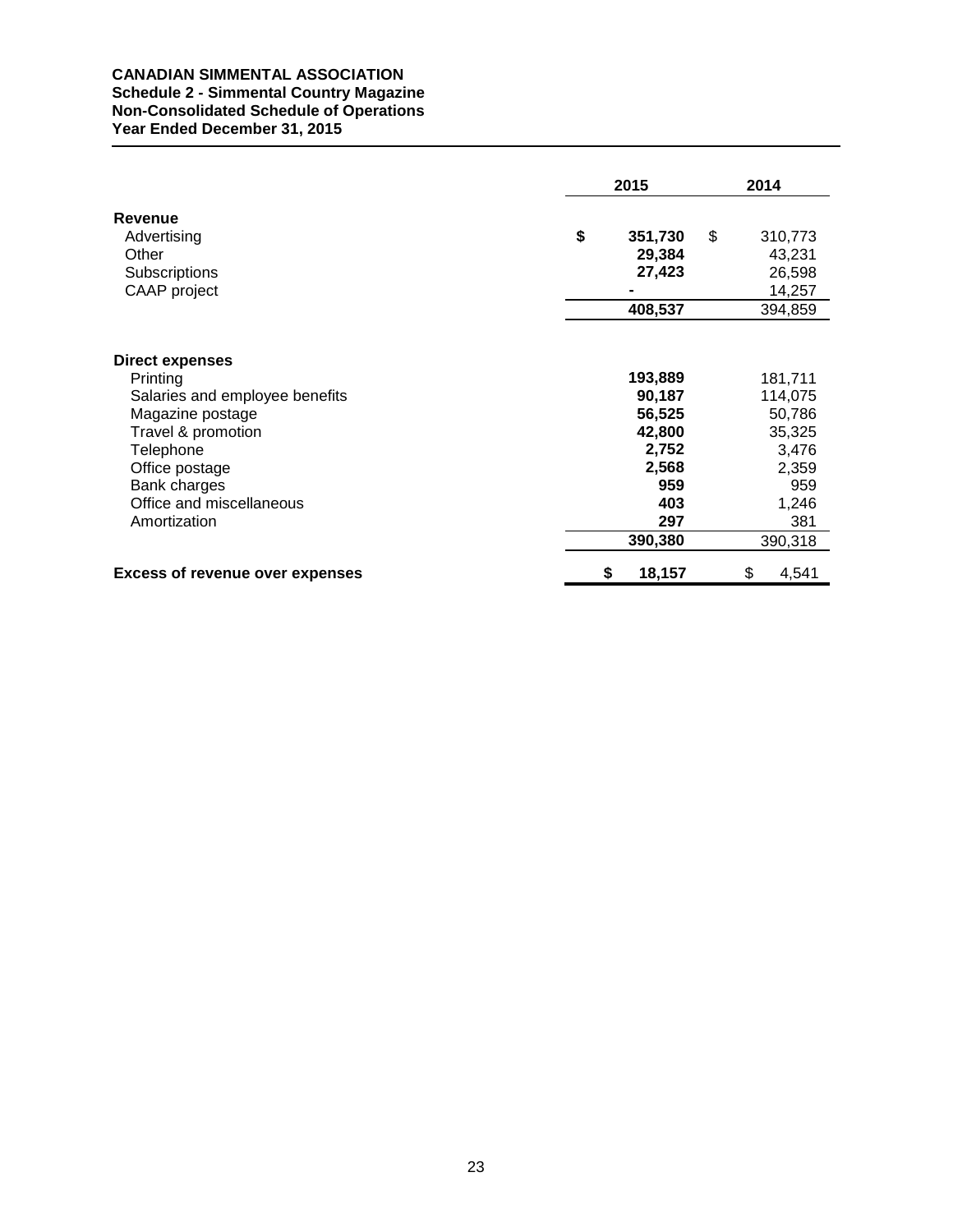**CANADIAN SIMMENTAL ASSOCIATION**
**Schedule 2 - Simmental Country Magazine**
**Non-Consolidated Schedule of Operations**
**Year Ended December 31, 2015**

| | 2015 | 2014 |
|---|---|---|
| **Revenue** | | |
| Advertising | **$ 351,730** | $ 310,773 |
| Other | **29,384** | 43,231 |
| Subscriptions | **27,423** | 26,598 |
| CAAP project | **-** | 14,257 |
| | **408,537** | 394,859 |
| **Direct expenses** | | |
| Printing | **193,889** | 181,711 |
| Salaries and employee benefits | **90,187** | 114,075 |
| Magazine postage | **56,525** | 50,786 |
| Travel & promotion | **42,800** | 35,325 |
| Telephone | **2,752** | 3,476 |
| Office postage | **2,568** | 2,359 |
| Bank charges | **959** | 959 |
| Office and miscellaneous | **403** | 1,246 |
| Amortization | **297** | 381 |
| | **390,380** | 390,318 |
| **Excess of revenue over expenses** | **$ 18,157** | $ 4,541 |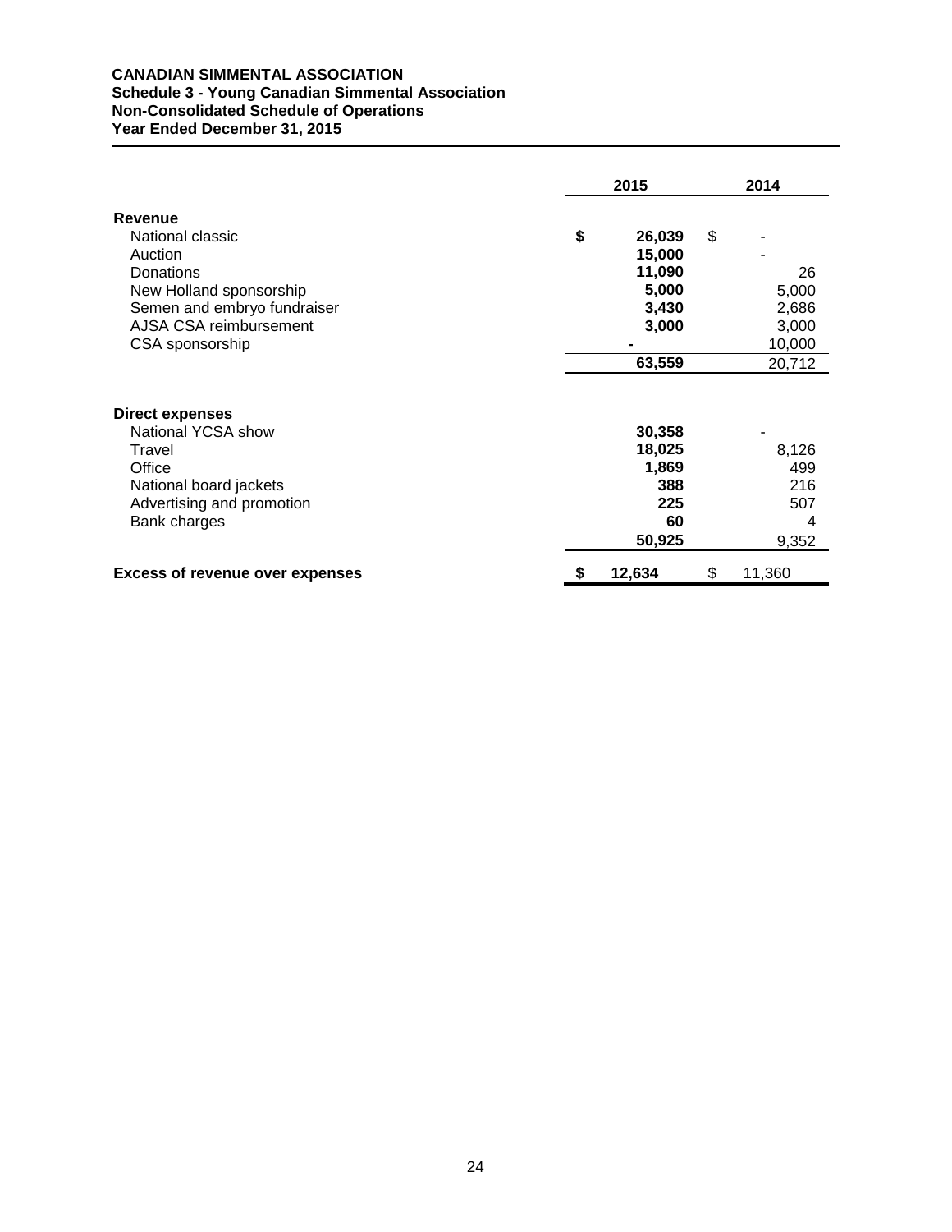**CANADIAN SIMMENTAL ASSOCIATION**
**Schedule 3 - Young Canadian Simmental Association**
**Non-Consolidated Schedule of Operations**
**Year Ended December 31, 2015**

| | 2015 | 2014 |
|---|---|---|
| **Revenue** | | |
| National classic | **$ 26,039** | $ - |
| Auction | **15,000** | - |
| Donations | **11,090** | 26 |
| New Holland sponsorship | **5,000** | 5,000 |
| Semen and embryo fundraiser | **3,430** | 2,686 |
| AJSA CSA reimbursement | **3,000** | 3,000 |
| CSA sponsorship | **-** | 10,000 |
| | **63,559** | 20,712 |
| **Direct expenses** | | |
| National YCSA show | **30,358** | - |
| Travel | **18,025** | 8,126 |
| Office | **1,869** | 499 |
| National board jackets | **388** | 216 |
| Advertising and promotion | **225** | 507 |
| Bank charges | **60** | 4 |
| | **50,925** | 9,352 |
| **Excess of revenue over expenses** | **$ 12,634** | $ 11,360 |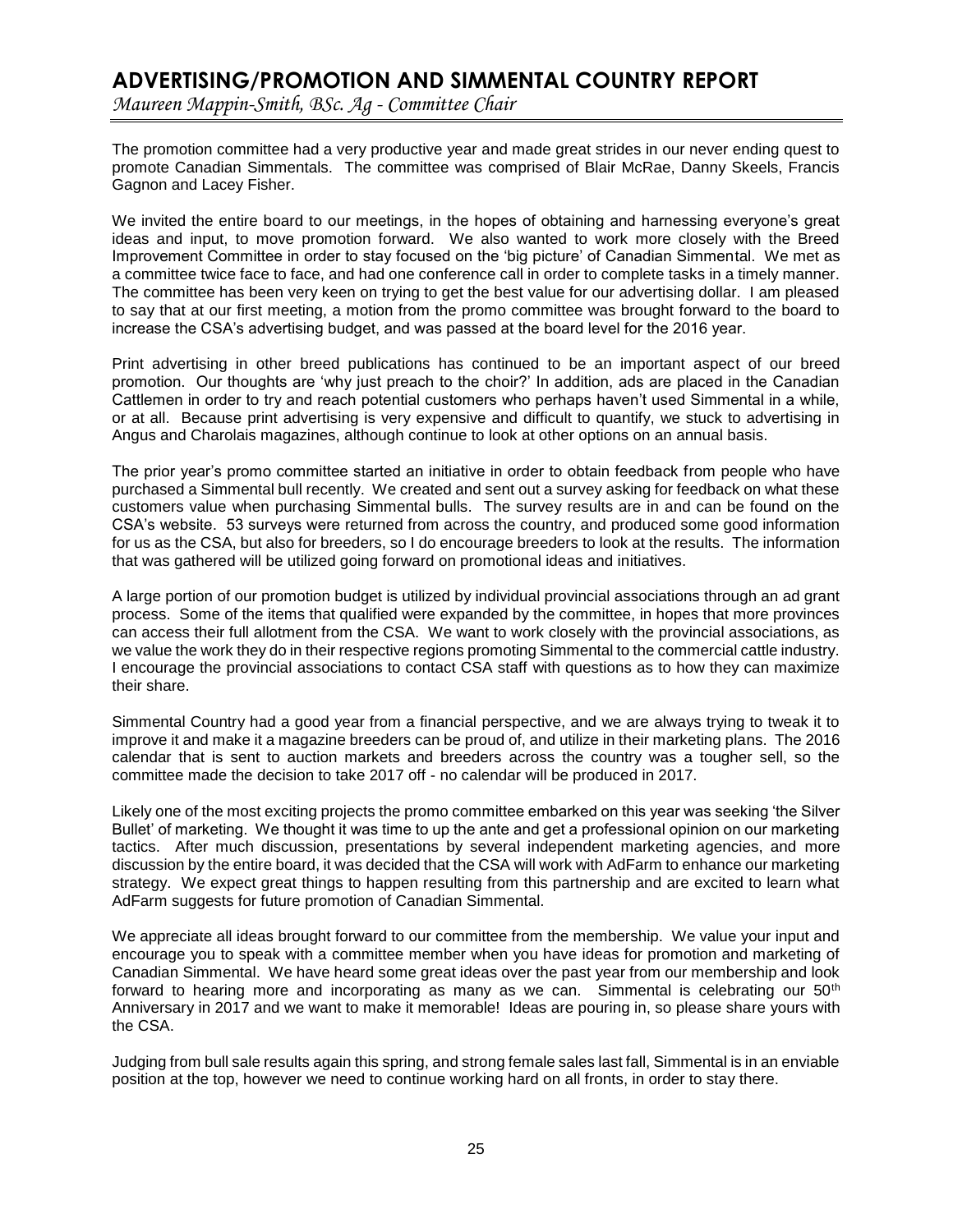# ADVERTISING/PROMOTION AND SIMMENTAL COUNTRY REPORT

*Maureen Mappin-Smith, BSc. Ag - Committee Chair*

The promotion committee had a very productive year and made great strides in our never ending quest to promote Canadian Simmentals. The committee was comprised of Blair McRae, Danny Skeels, Francis Gagnon and Lacey Fisher.

We invited the entire board to our meetings, in the hopes of obtaining and harnessing everyone's great ideas and input, to move promotion forward. We also wanted to work more closely with the Breed Improvement Committee in order to stay focused on the 'big picture' of Canadian Simmental. We met as a committee twice face to face, and had one conference call in order to complete tasks in a timely manner. The committee has been very keen on trying to get the best value for our advertising dollar. I am pleased to say that at our first meeting, a motion from the promo committee was brought forward to the board to increase the CSA's advertising budget, and was passed at the board level for the 2016 year.

Print advertising in other breed publications has continued to be an important aspect of our breed promotion. Our thoughts are 'why just preach to the choir?' In addition, ads are placed in the Canadian Cattlemen in order to try and reach potential customers who perhaps haven't used Simmental in a while, or at all. Because print advertising is very expensive and difficult to quantify, we stuck to advertising in Angus and Charolais magazines, although continue to look at other options on an annual basis.

The prior year's promo committee started an initiative in order to obtain feedback from people who have purchased a Simmental bull recently. We created and sent out a survey asking for feedback on what these customers value when purchasing Simmental bulls. The survey results are in and can be found on the CSA's website. 53 surveys were returned from across the country, and produced some good information for us as the CSA, but also for breeders, so I do encourage breeders to look at the results. The information that was gathered will be utilized going forward on promotional ideas and initiatives.

A large portion of our promotion budget is utilized by individual provincial associations through an ad grant process. Some of the items that qualified were expanded by the committee, in hopes that more provinces can access their full allotment from the CSA. We want to work closely with the provincial associations, as we value the work they do in their respective regions promoting Simmental to the commercial cattle industry. I encourage the provincial associations to contact CSA staff with questions as to how they can maximize their share.

Simmental Country had a good year from a financial perspective, and we are always trying to tweak it to improve it and make it a magazine breeders can be proud of, and utilize in their marketing plans. The 2016 calendar that is sent to auction markets and breeders across the country was a tougher sell, so the committee made the decision to take 2017 off - no calendar will be produced in 2017.

Likely one of the most exciting projects the promo committee embarked on this year was seeking 'the Silver Bullet' of marketing. We thought it was time to up the ante and get a professional opinion on our marketing tactics. After much discussion, presentations by several independent marketing agencies, and more discussion by the entire board, it was decided that the CSA will work with AdFarm to enhance our marketing strategy. We expect great things to happen resulting from this partnership and are excited to learn what AdFarm suggests for future promotion of Canadian Simmental.

We appreciate all ideas brought forward to our committee from the membership. We value your input and encourage you to speak with a committee member when you have ideas for promotion and marketing of Canadian Simmental. We have heard some great ideas over the past year from our membership and look forward to hearing more and incorporating as many as we can. Simmental is celebrating our 50th Anniversary in 2017 and we want to make it memorable! Ideas are pouring in, so please share yours with the CSA.

Judging from bull sale results again this spring, and strong female sales last fall, Simmental is in an enviable position at the top, however we need to continue working hard on all fronts, in order to stay there.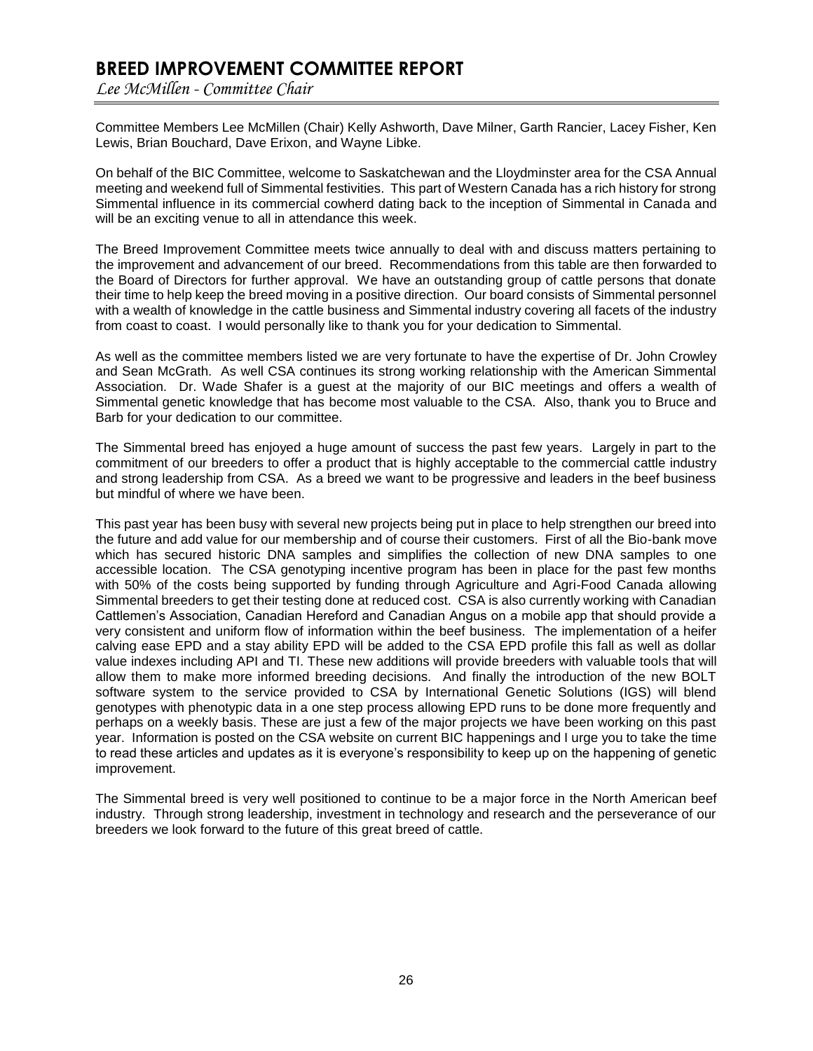# BREED IMPROVEMENT COMMITTEE REPORT

*Lee McMillen - Committee Chair*

Committee Members Lee McMillen (Chair) Kelly Ashworth, Dave Milner, Garth Rancier, Lacey Fisher, Ken Lewis, Brian Bouchard, Dave Erixon, and Wayne Libke.

On behalf of the BIC Committee, welcome to Saskatchewan and the Lloydminster area for the CSA Annual meeting and weekend full of Simmental festivities. This part of Western Canada has a rich history for strong Simmental influence in its commercial cowherd dating back to the inception of Simmental in Canada and will be an exciting venue to all in attendance this week.

The Breed Improvement Committee meets twice annually to deal with and discuss matters pertaining to the improvement and advancement of our breed. Recommendations from this table are then forwarded to the Board of Directors for further approval. We have an outstanding group of cattle persons that donate their time to help keep the breed moving in a positive direction. Our board consists of Simmental personnel with a wealth of knowledge in the cattle business and Simmental industry covering all facets of the industry from coast to coast. I would personally like to thank you for your dedication to Simmental.

As well as the committee members listed we are very fortunate to have the expertise of Dr. John Crowley and Sean McGrath. As well CSA continues its strong working relationship with the American Simmental Association. Dr. Wade Shafer is a guest at the majority of our BIC meetings and offers a wealth of Simmental genetic knowledge that has become most valuable to the CSA. Also, thank you to Bruce and Barb for your dedication to our committee.

The Simmental breed has enjoyed a huge amount of success the past few years. Largely in part to the commitment of our breeders to offer a product that is highly acceptable to the commercial cattle industry and strong leadership from CSA. As a breed we want to be progressive and leaders in the beef business but mindful of where we have been.

This past year has been busy with several new projects being put in place to help strengthen our breed into the future and add value for our membership and of course their customers. First of all the Bio-bank move which has secured historic DNA samples and simplifies the collection of new DNA samples to one accessible location. The CSA genotyping incentive program has been in place for the past few months with 50% of the costs being supported by funding through Agriculture and Agri-Food Canada allowing Simmental breeders to get their testing done at reduced cost. CSA is also currently working with Canadian Cattlemen's Association, Canadian Hereford and Canadian Angus on a mobile app that should provide a very consistent and uniform flow of information within the beef business. The implementation of a heifer calving ease EPD and a stay ability EPD will be added to the CSA EPD profile this fall as well as dollar value indexes including API and TI. These new additions will provide breeders with valuable tools that will allow them to make more informed breeding decisions. And finally the introduction of the new BOLT software system to the service provided to CSA by International Genetic Solutions (IGS) will blend genotypes with phenotypic data in a one step process allowing EPD runs to be done more frequently and perhaps on a weekly basis. These are just a few of the major projects we have been working on this past year. Information is posted on the CSA website on current BIC happenings and I urge you to take the time to read these articles and updates as it is everyone's responsibility to keep up on the happening of genetic improvement.

The Simmental breed is very well positioned to continue to be a major force in the North American beef industry. Through strong leadership, investment in technology and research and the perseverance of our breeders we look forward to the future of this great breed of cattle.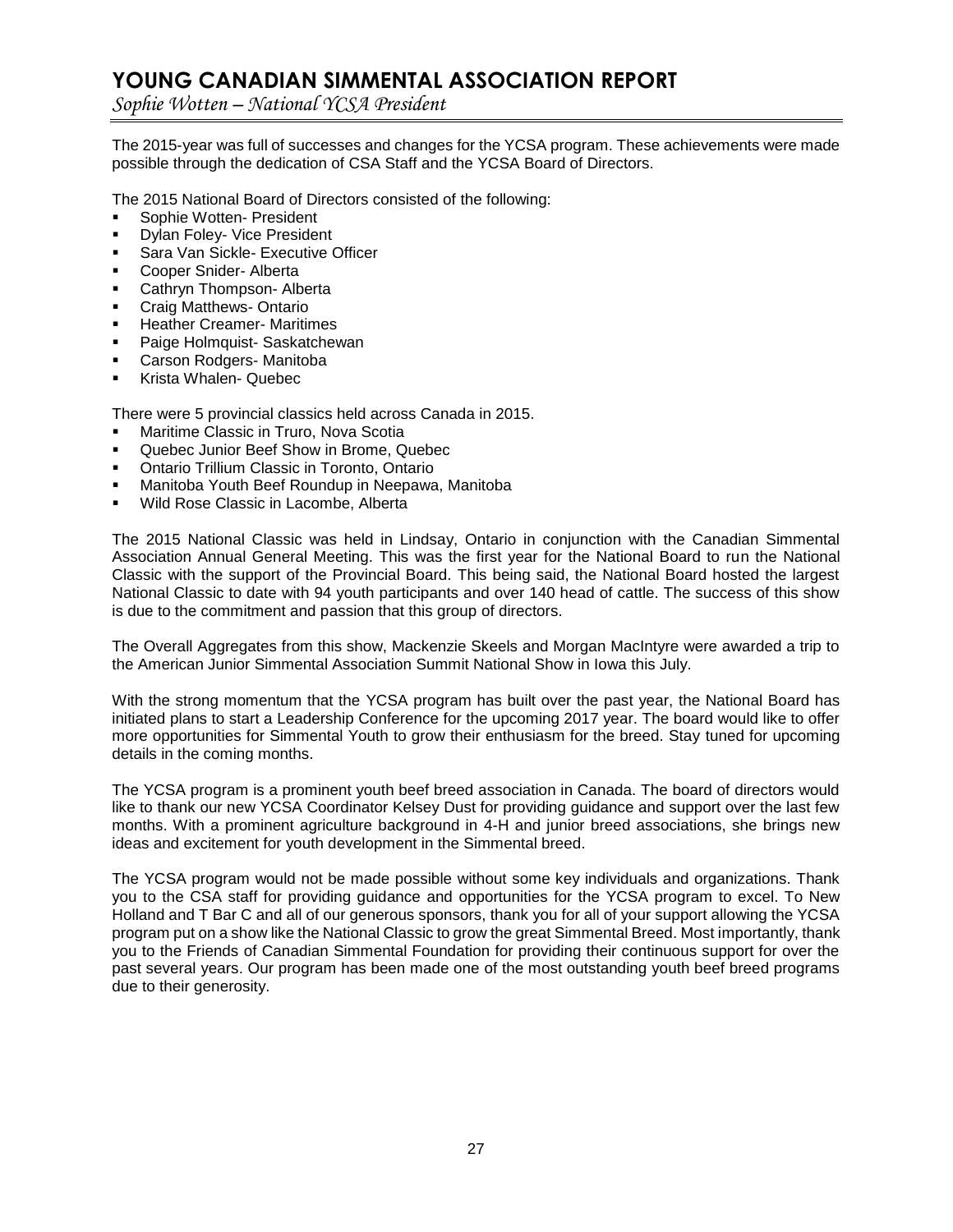# YOUNG CANADIAN SIMMENTAL ASSOCIATION REPORT

*Sophie Wotten – National YCSA President*

The 2015-year was full of successes and changes for the YCSA program. These achievements were made possible through the dedication of CSA Staff and the YCSA Board of Directors.

The 2015 National Board of Directors consisted of the following:

- Sophie Wotten- President
- Dylan Foley- Vice President
- Sara Van Sickle- Executive Officer
- Cooper Snider- Alberta
- Cathryn Thompson- Alberta
- Craig Matthews- Ontario
- Heather Creamer- Maritimes
- Paige Holmquist- Saskatchewan
- Carson Rodgers- Manitoba
- Krista Whalen- Quebec

There were 5 provincial classics held across Canada in 2015.

- Maritime Classic in Truro, Nova Scotia
- Quebec Junior Beef Show in Brome, Quebec
- Ontario Trillium Classic in Toronto, Ontario
- Manitoba Youth Beef Roundup in Neepawa, Manitoba
- Wild Rose Classic in Lacombe, Alberta

The 2015 National Classic was held in Lindsay, Ontario in conjunction with the Canadian Simmental Association Annual General Meeting. This was the first year for the National Board to run the National Classic with the support of the Provincial Board. This being said, the National Board hosted the largest National Classic to date with 94 youth participants and over 140 head of cattle. The success of this show is due to the commitment and passion that this group of directors.

The Overall Aggregates from this show, Mackenzie Skeels and Morgan MacIntyre were awarded a trip to the American Junior Simmental Association Summit National Show in Iowa this July.

With the strong momentum that the YCSA program has built over the past year, the National Board has initiated plans to start a Leadership Conference for the upcoming 2017 year. The board would like to offer more opportunities for Simmental Youth to grow their enthusiasm for the breed. Stay tuned for upcoming details in the coming months.

The YCSA program is a prominent youth beef breed association in Canada. The board of directors would like to thank our new YCSA Coordinator Kelsey Dust for providing guidance and support over the last few months. With a prominent agriculture background in 4-H and junior breed associations, she brings new ideas and excitement for youth development in the Simmental breed.

The YCSA program would not be made possible without some key individuals and organizations. Thank you to the CSA staff for providing guidance and opportunities for the YCSA program to excel. To New Holland and T Bar C and all of our generous sponsors, thank you for all of your support allowing the YCSA program put on a show like the National Classic to grow the great Simmental Breed. Most importantly, thank you to the Friends of Canadian Simmental Foundation for providing their continuous support for over the past several years. Our program has been made one of the most outstanding youth beef breed programs due to their generosity.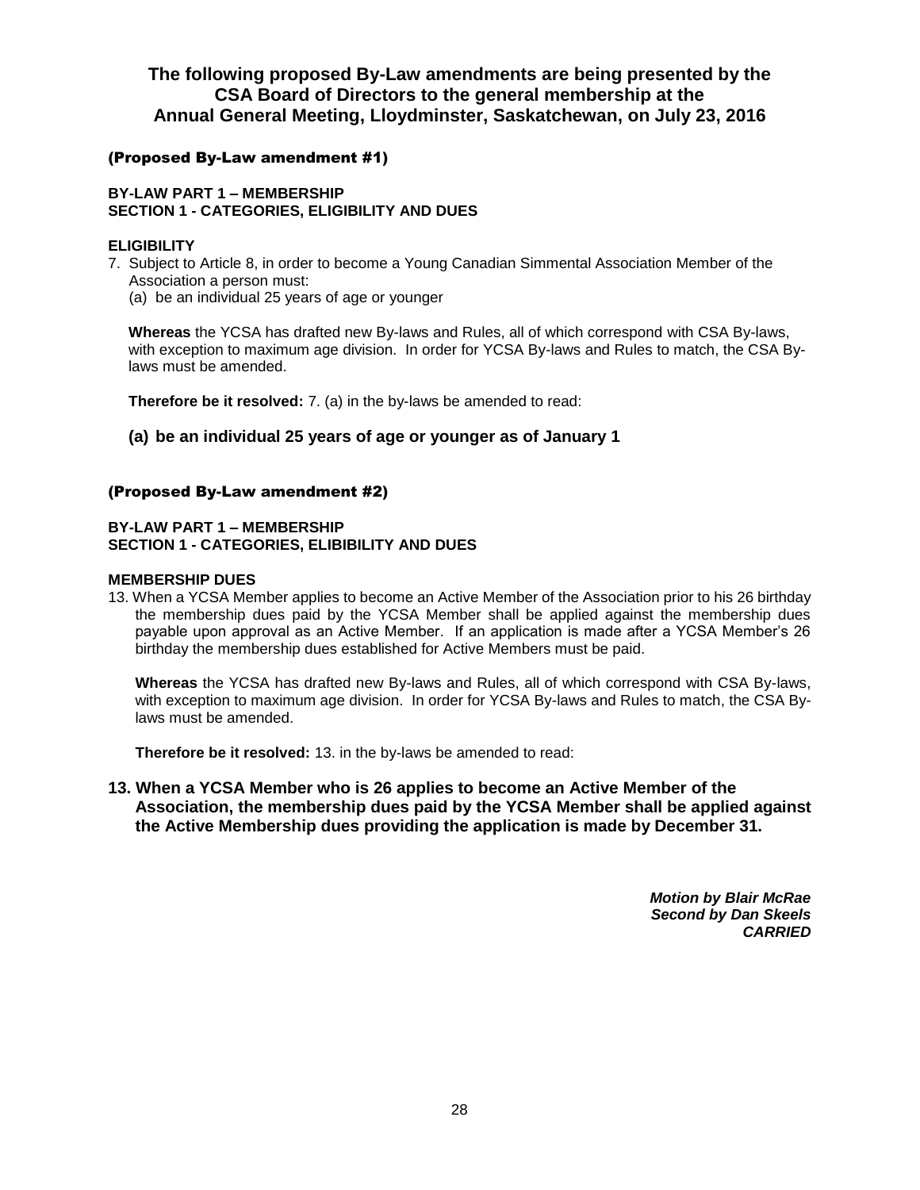## The following proposed By-Law amendments are being presented by the CSA Board of Directors to the general membership at the Annual General Meeting, Lloydminster, Saskatchewan, on July 23, 2016

### (Proposed By-Law amendment #1)

**BY-LAW PART 1 – MEMBERSHIP**
**SECTION 1 - CATEGORIES, ELIGIBILITY AND DUES**

**ELIGIBILITY**

7. Subject to Article 8, in order to become a Young Canadian Simmental Association Member of the Association a person must:
   (a) be an individual 25 years of age or younger

   **Whereas** the YCSA has drafted new By-laws and Rules, all of which correspond with CSA By-laws, with exception to maximum age division. In order for YCSA By-laws and Rules to match, the CSA By-laws must be amended.

   **Therefore be it resolved:** 7. (a) in the by-laws be amended to read:

   **(a) be an individual 25 years of age or younger as of January 1**

### (Proposed By-Law amendment #2)

**BY-LAW PART 1 – MEMBERSHIP**
**SECTION 1 - CATEGORIES, ELIBIBILITY AND DUES**

**MEMBERSHIP DUES**

13. When a YCSA Member applies to become an Active Member of the Association prior to his 26 birthday the membership dues paid by the YCSA Member shall be applied against the membership dues payable upon approval as an Active Member. If an application is made after a YCSA Member's 26 birthday the membership dues established for Active Members must be paid.

   **Whereas** the YCSA has drafted new By-laws and Rules, all of which correspond with CSA By-laws, with exception to maximum age division. In order for YCSA By-laws and Rules to match, the CSA By-laws must be amended.

   **Therefore be it resolved:** 13. in the by-laws be amended to read:

**13. When a YCSA Member who is 26 applies to become an Active Member of the Association, the membership dues paid by the YCSA Member shall be applied against the Active Membership dues providing the application is made by December 31.**

***Motion by Blair McRae***
***Second by Dan Skeels***
***CARRIED***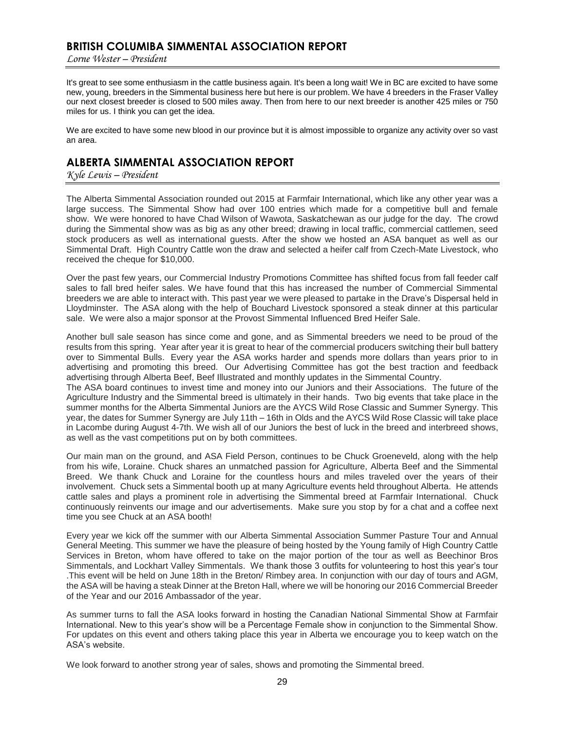## BRITISH COLUMIBA SIMMENTAL ASSOCIATION REPORT

*Lorne Wester – President*

It's great to see some enthusiasm in the cattle business again. It's been a long wait! We in BC are excited to have some new, young, breeders in the Simmental business here but here is our problem. We have 4 breeders in the Fraser Valley our next closest breeder is closed to 500 miles away. Then from here to our next breeder is another 425 miles or 750 miles for us. I think you can get the idea.

We are excited to have some new blood in our province but it is almost impossible to organize any activity over so vast an area.

## ALBERTA SIMMENTAL ASSOCIATION REPORT

*Kyle Lewis – President*

The Alberta Simmental Association rounded out 2015 at Farmfair International, which like any other year was a large success. The Simmental Show had over 100 entries which made for a competitive bull and female show. We were honored to have Chad Wilson of Wawota, Saskatchewan as our judge for the day. The crowd during the Simmental show was as big as any other breed; drawing in local traffic, commercial cattlemen, seed stock producers as well as international guests. After the show we hosted an ASA banquet as well as our Simmental Draft. High Country Cattle won the draw and selected a heifer calf from Czech-Mate Livestock, who received the cheque for $10,000.

Over the past few years, our Commercial Industry Promotions Committee has shifted focus from fall feeder calf sales to fall bred heifer sales. We have found that this has increased the number of Commercial Simmental breeders we are able to interact with. This past year we were pleased to partake in the Drave's Dispersal held in Lloydminster. The ASA along with the help of Bouchard Livestock sponsored a steak dinner at this particular sale. We were also a major sponsor at the Provost Simmental Influenced Bred Heifer Sale.

Another bull sale season has since come and gone, and as Simmental breeders we need to be proud of the results from this spring. Year after year it is great to hear of the commercial producers switching their bull battery over to Simmental Bulls. Every year the ASA works harder and spends more dollars than years prior to in advertising and promoting this breed. Our Advertising Committee has got the best traction and feedback advertising through Alberta Beef, Beef Illustrated and monthly updates in the Simmental Country.
The ASA board continues to invest time and money into our Juniors and their Associations. The future of the Agriculture Industry and the Simmental breed is ultimately in their hands. Two big events that take place in the summer months for the Alberta Simmental Juniors are the AYCS Wild Rose Classic and Summer Synergy. This year, the dates for Summer Synergy are July 11th – 16th in Olds and the AYCS Wild Rose Classic will take place in Lacombe during August 4-7th. We wish all of our Juniors the best of luck in the breed and interbreed shows, as well as the vast competitions put on by both committees.

Our main man on the ground, and ASA Field Person, continues to be Chuck Groeneveld, along with the help from his wife, Loraine. Chuck shares an unmatched passion for Agriculture, Alberta Beef and the Simmental Breed. We thank Chuck and Loraine for the countless hours and miles traveled over the years of their involvement. Chuck sets a Simmental booth up at many Agriculture events held throughout Alberta. He attends cattle sales and plays a prominent role in advertising the Simmental breed at Farmfair International. Chuck continuously reinvents our image and our advertisements. Make sure you stop by for a chat and a coffee next time you see Chuck at an ASA booth!

Every year we kick off the summer with our Alberta Simmental Association Summer Pasture Tour and Annual General Meeting. This summer we have the pleasure of being hosted by the Young family of High Country Cattle Services in Breton, whom have offered to take on the major portion of the tour as well as Beechinor Bros Simmentals, and Lockhart Valley Simmentals. We thank those 3 outfits for volunteering to host this year's tour .This event will be held on June 18th in the Breton/ Rimbey area. In conjunction with our day of tours and AGM, the ASA will be having a steak Dinner at the Breton Hall, where we will be honoring our 2016 Commercial Breeder of the Year and our 2016 Ambassador of the year.

As summer turns to fall the ASA looks forward in hosting the Canadian National Simmental Show at Farmfair International. New to this year's show will be a Percentage Female show in conjunction to the Simmental Show. For updates on this event and others taking place this year in Alberta we encourage you to keep watch on the ASA's website.

We look forward to another strong year of sales, shows and promoting the Simmental breed.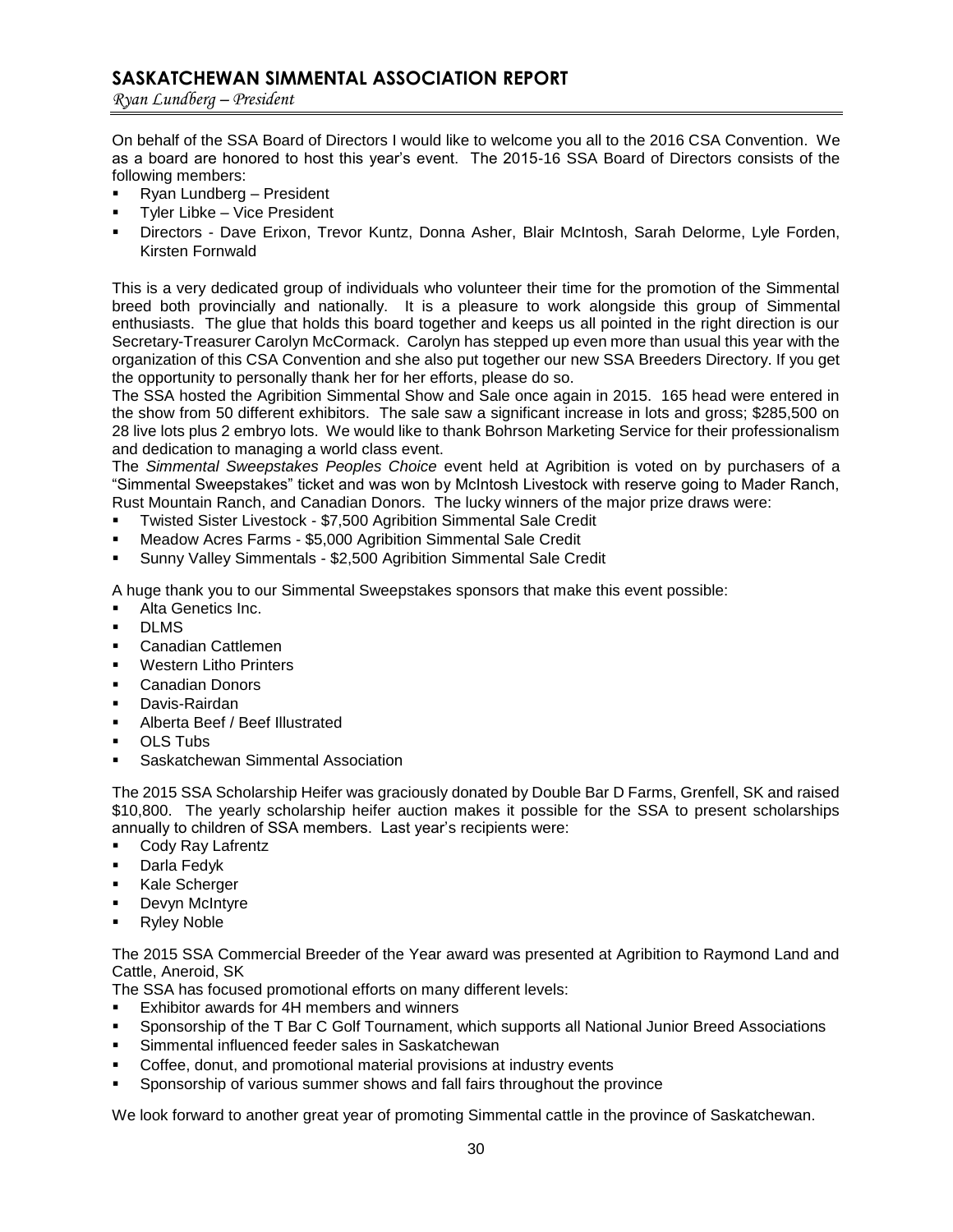## SASKATCHEWAN SIMMENTAL ASSOCIATION REPORT

*Ryan Lundberg – President*

On behalf of the SSA Board of Directors I would like to welcome you all to the 2016 CSA Convention. We as a board are honored to host this year's event. The 2015-16 SSA Board of Directors consists of the following members:

- Ryan Lundberg – President
- Tyler Libke – Vice President
- Directors - Dave Erixon, Trevor Kuntz, Donna Asher, Blair McIntosh, Sarah Delorme, Lyle Forden, Kirsten Fornwald

This is a very dedicated group of individuals who volunteer their time for the promotion of the Simmental breed both provincially and nationally. It is a pleasure to work alongside this group of Simmental enthusiasts. The glue that holds this board together and keeps us all pointed in the right direction is our Secretary-Treasurer Carolyn McCormack. Carolyn has stepped up even more than usual this year with the organization of this CSA Convention and she also put together our new SSA Breeders Directory. If you get the opportunity to personally thank her for her efforts, please do so.

The SSA hosted the Agribition Simmental Show and Sale once again in 2015. 165 head were entered in the show from 50 different exhibitors. The sale saw a significant increase in lots and gross; $285,500 on 28 live lots plus 2 embryo lots. We would like to thank Bohrson Marketing Service for their professionalism and dedication to managing a world class event.

The *Simmental Sweepstakes Peoples Choice* event held at Agribition is voted on by purchasers of a "Simmental Sweepstakes" ticket and was won by McIntosh Livestock with reserve going to Mader Ranch, Rust Mountain Ranch, and Canadian Donors. The lucky winners of the major prize draws were:

- Twisted Sister Livestock - $7,500 Agribition Simmental Sale Credit
- Meadow Acres Farms - $5,000 Agribition Simmental Sale Credit
- Sunny Valley Simmentals - $2,500 Agribition Simmental Sale Credit

A huge thank you to our Simmental Sweepstakes sponsors that make this event possible:

- Alta Genetics Inc.
- DLMS
- Canadian Cattlemen
- Western Litho Printers
- Canadian Donors
- Davis-Rairdan
- Alberta Beef / Beef Illustrated
- OLS Tubs
- Saskatchewan Simmental Association

The 2015 SSA Scholarship Heifer was graciously donated by Double Bar D Farms, Grenfell, SK and raised $10,800. The yearly scholarship heifer auction makes it possible for the SSA to present scholarships annually to children of SSA members. Last year's recipients were:

- Cody Ray Lafrentz
- Darla Fedyk
- Kale Scherger
- Devyn McIntyre
- Ryley Noble

The 2015 SSA Commercial Breeder of the Year award was presented at Agribition to Raymond Land and Cattle, Aneroid, SK

The SSA has focused promotional efforts on many different levels:

- Exhibitor awards for 4H members and winners
- Sponsorship of the T Bar C Golf Tournament, which supports all National Junior Breed Associations
- Simmental influenced feeder sales in Saskatchewan
- Coffee, donut, and promotional material provisions at industry events
- Sponsorship of various summer shows and fall fairs throughout the province

We look forward to another great year of promoting Simmental cattle in the province of Saskatchewan.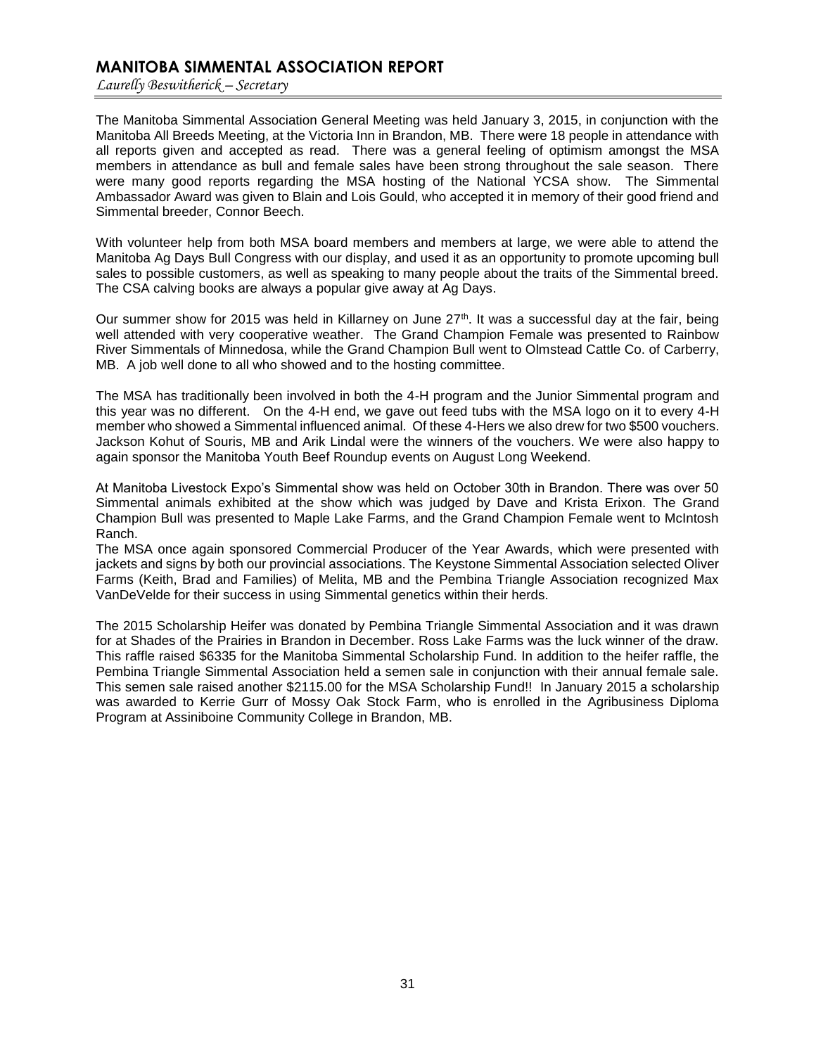# MANITOBA SIMMENTAL ASSOCIATION REPORT

*Laurelly Beswitherick – Secretary*

The Manitoba Simmental Association General Meeting was held January 3, 2015, in conjunction with the Manitoba All Breeds Meeting, at the Victoria Inn in Brandon, MB. There were 18 people in attendance with all reports given and accepted as read. There was a general feeling of optimism amongst the MSA members in attendance as bull and female sales have been strong throughout the sale season. There were many good reports regarding the MSA hosting of the National YCSA show. The Simmental Ambassador Award was given to Blain and Lois Gould, who accepted it in memory of their good friend and Simmental breeder, Connor Beech.

With volunteer help from both MSA board members and members at large, we were able to attend the Manitoba Ag Days Bull Congress with our display, and used it as an opportunity to promote upcoming bull sales to possible customers, as well as speaking to many people about the traits of the Simmental breed. The CSA calving books are always a popular give away at Ag Days.

Our summer show for 2015 was held in Killarney on June 27th. It was a successful day at the fair, being well attended with very cooperative weather. The Grand Champion Female was presented to Rainbow River Simmentals of Minnedosa, while the Grand Champion Bull went to Olmstead Cattle Co. of Carberry, MB. A job well done to all who showed and to the hosting committee.

The MSA has traditionally been involved in both the 4-H program and the Junior Simmental program and this year was no different. On the 4-H end, we gave out feed tubs with the MSA logo on it to every 4-H member who showed a Simmental influenced animal. Of these 4-Hers we also drew for two $500 vouchers. Jackson Kohut of Souris, MB and Arik Lindal were the winners of the vouchers. We were also happy to again sponsor the Manitoba Youth Beef Roundup events on August Long Weekend.

At Manitoba Livestock Expo's Simmental show was held on October 30th in Brandon. There was over 50 Simmental animals exhibited at the show which was judged by Dave and Krista Erixon. The Grand Champion Bull was presented to Maple Lake Farms, and the Grand Champion Female went to McIntosh Ranch.

The MSA once again sponsored Commercial Producer of the Year Awards, which were presented with jackets and signs by both our provincial associations. The Keystone Simmental Association selected Oliver Farms (Keith, Brad and Families) of Melita, MB and the Pembina Triangle Association recognized Max VanDeVelde for their success in using Simmental genetics within their herds.

The 2015 Scholarship Heifer was donated by Pembina Triangle Simmental Association and it was drawn for at Shades of the Prairies in Brandon in December. Ross Lake Farms was the luck winner of the draw. This raffle raised $6335 for the Manitoba Simmental Scholarship Fund. In addition to the heifer raffle, the Pembina Triangle Simmental Association held a semen sale in conjunction with their annual female sale. This semen sale raised another $2115.00 for the MSA Scholarship Fund!! In January 2015 a scholarship was awarded to Kerrie Gurr of Mossy Oak Stock Farm, who is enrolled in the Agribusiness Diploma Program at Assiniboine Community College in Brandon, MB.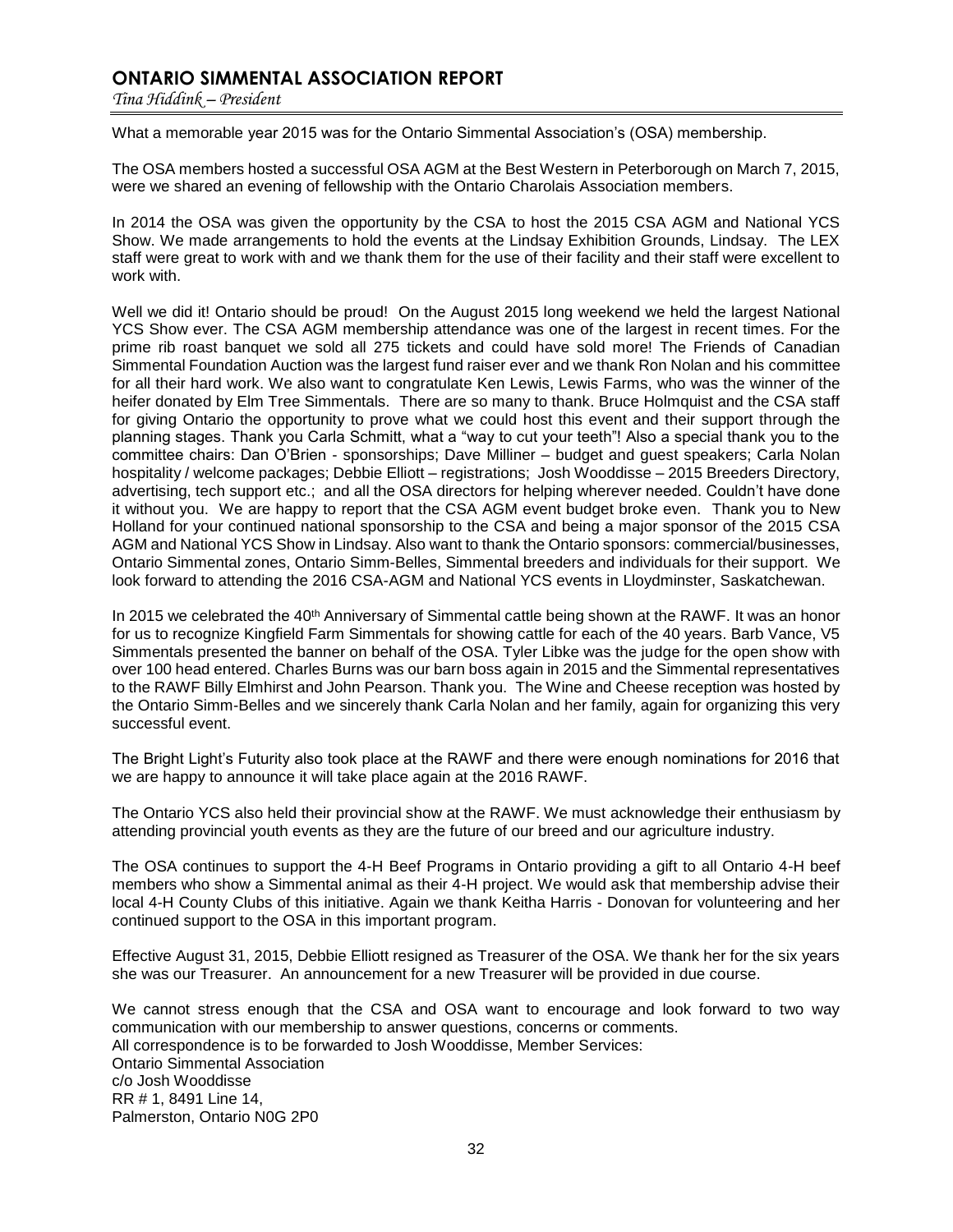# ONTARIO SIMMENTAL ASSOCIATION REPORT

*Tina Hiddink – President*

What a memorable year 2015 was for the Ontario Simmental Association's (OSA) membership.

The OSA members hosted a successful OSA AGM at the Best Western in Peterborough on March 7, 2015, were we shared an evening of fellowship with the Ontario Charolais Association members.

In 2014 the OSA was given the opportunity by the CSA to host the 2015 CSA AGM and National YCS Show. We made arrangements to hold the events at the Lindsay Exhibition Grounds, Lindsay. The LEX staff were great to work with and we thank them for the use of their facility and their staff were excellent to work with.

Well we did it! Ontario should be proud! On the August 2015 long weekend we held the largest National YCS Show ever. The CSA AGM membership attendance was one of the largest in recent times. For the prime rib roast banquet we sold all 275 tickets and could have sold more! The Friends of Canadian Simmental Foundation Auction was the largest fund raiser ever and we thank Ron Nolan and his committee for all their hard work. We also want to congratulate Ken Lewis, Lewis Farms, who was the winner of the heifer donated by Elm Tree Simmentals. There are so many to thank. Bruce Holmquist and the CSA staff for giving Ontario the opportunity to prove what we could host this event and their support through the planning stages. Thank you Carla Schmitt, what a "way to cut your teeth"! Also a special thank you to the committee chairs: Dan O'Brien - sponsorships; Dave Milliner – budget and guest speakers; Carla Nolan hospitality / welcome packages; Debbie Elliott – registrations; Josh Wooddisse – 2015 Breeders Directory, advertising, tech support etc.; and all the OSA directors for helping wherever needed. Couldn't have done it without you. We are happy to report that the CSA AGM event budget broke even. Thank you to New Holland for your continued national sponsorship to the CSA and being a major sponsor of the 2015 CSA AGM and National YCS Show in Lindsay. Also want to thank the Ontario sponsors: commercial/businesses, Ontario Simmental zones, Ontario Simm-Belles, Simmental breeders and individuals for their support. We look forward to attending the 2016 CSA-AGM and National YCS events in Lloydminster, Saskatchewan.

In 2015 we celebrated the 40th Anniversary of Simmental cattle being shown at the RAWF. It was an honor for us to recognize Kingfield Farm Simmentals for showing cattle for each of the 40 years. Barb Vance, V5 Simmentals presented the banner on behalf of the OSA. Tyler Libke was the judge for the open show with over 100 head entered. Charles Burns was our barn boss again in 2015 and the Simmental representatives to the RAWF Billy Elmhirst and John Pearson. Thank you. The Wine and Cheese reception was hosted by the Ontario Simm-Belles and we sincerely thank Carla Nolan and her family, again for organizing this very successful event.

The Bright Light's Futurity also took place at the RAWF and there were enough nominations for 2016 that we are happy to announce it will take place again at the 2016 RAWF.

The Ontario YCS also held their provincial show at the RAWF. We must acknowledge their enthusiasm by attending provincial youth events as they are the future of our breed and our agriculture industry.

The OSA continues to support the 4-H Beef Programs in Ontario providing a gift to all Ontario 4-H beef members who show a Simmental animal as their 4-H project. We would ask that membership advise their local 4-H County Clubs of this initiative. Again we thank Keitha Harris - Donovan for volunteering and her continued support to the OSA in this important program.

Effective August 31, 2015, Debbie Elliott resigned as Treasurer of the OSA. We thank her for the six years she was our Treasurer. An announcement for a new Treasurer will be provided in due course.

We cannot stress enough that the CSA and OSA want to encourage and look forward to two way communication with our membership to answer questions, concerns or comments.
All correspondence is to be forwarded to Josh Wooddisse, Member Services:
Ontario Simmental Association
c/o Josh Wooddisse
RR # 1, 8491 Line 14,
Palmerston, Ontario N0G 2P0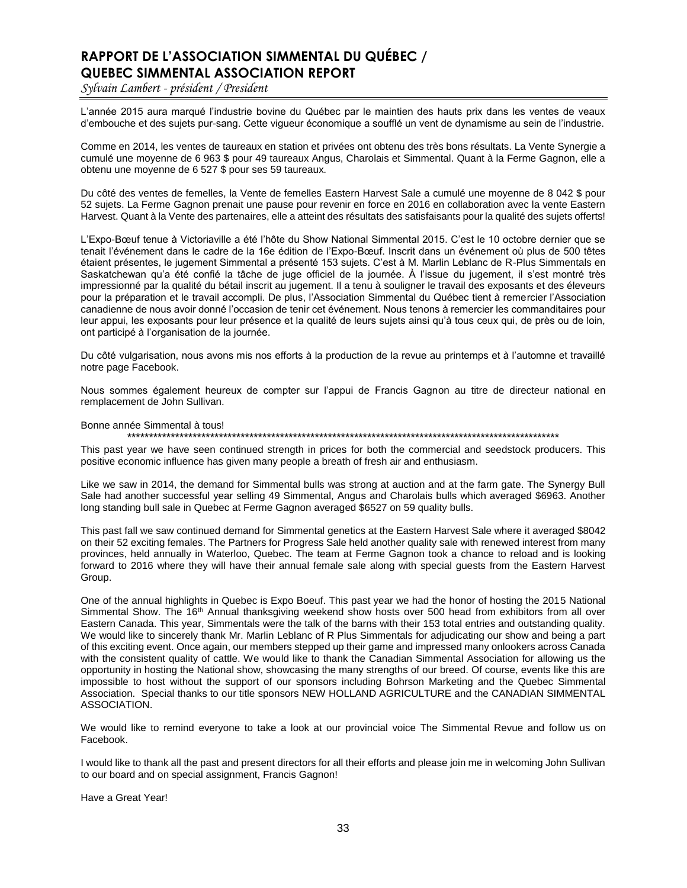## RAPPORT DE L'ASSOCIATION SIMMENTAL DU QUÉBEC / QUEBEC SIMMENTAL ASSOCIATION REPORT

*Sylvain Lambert - président / President*

L'année 2015 aura marqué l'industrie bovine du Québec par le maintien des hauts prix dans les ventes de veaux d'embouche et des sujets pur-sang. Cette vigueur économique a soufflé un vent de dynamisme au sein de l'industrie.

Comme en 2014, les ventes de taureaux en station et privées ont obtenu des très bons résultats. La Vente Synergie a cumulé une moyenne de 6 963 $ pour 49 taureaux Angus, Charolais et Simmental. Quant à la Ferme Gagnon, elle a obtenu une moyenne de 6 527 $ pour ses 59 taureaux.

Du côté des ventes de femelles, la Vente de femelles Eastern Harvest Sale a cumulé une moyenne de 8 042 $ pour 52 sujets. La Ferme Gagnon prenait une pause pour revenir en force en 2016 en collaboration avec la vente Eastern Harvest. Quant à la Vente des partenaires, elle a atteint des résultats des satisfaisants pour la qualité des sujets offerts!

L'Expo-Bœuf tenue à Victoriaville a été l'hôte du Show National Simmental 2015. C'est le 10 octobre dernier que se tenait l'événement dans le cadre de la 16e édition de l'Expo-Bœuf. Inscrit dans un événement où plus de 500 têtes étaient présentes, le jugement Simmental a présenté 153 sujets. C'est à M. Marlin Leblanc de R-Plus Simmentals en Saskatchewan qu'a été confié la tâche de juge officiel de la journée. À l'issue du jugement, il s'est montré très impressionné par la qualité du bétail inscrit au jugement. Il a tenu à souligner le travail des exposants et des éleveurs pour la préparation et le travail accompli. De plus, l'Association Simmental du Québec tient à remercier l'Association canadienne de nous avoir donné l'occasion de tenir cet événement. Nous tenons à remercier les commanditaires pour leur appui, les exposants pour leur présence et la qualité de leurs sujets ainsi qu'à tous ceux qui, de près ou de loin, ont participé à l'organisation de la journée.

Du côté vulgarisation, nous avons mis nos efforts à la production de la revue au printemps et à l'automne et travaillé notre page Facebook.

Nous sommes également heureux de compter sur l'appui de Francis Gagnon au titre de directeur national en remplacement de John Sullivan.

Bonne année Simmental à tous!

*****************************************************************************************************

This past year we have seen continued strength in prices for both the commercial and seedstock producers. This positive economic influence has given many people a breath of fresh air and enthusiasm.

Like we saw in 2014, the demand for Simmental bulls was strong at auction and at the farm gate. The Synergy Bull Sale had another successful year selling 49 Simmental, Angus and Charolais bulls which averaged $6963. Another long standing bull sale in Quebec at Ferme Gagnon averaged $6527 on 59 quality bulls.

This past fall we saw continued demand for Simmental genetics at the Eastern Harvest Sale where it averaged $8042 on their 52 exciting females. The Partners for Progress Sale held another quality sale with renewed interest from many provinces, held annually in Waterloo, Quebec. The team at Ferme Gagnon took a chance to reload and is looking forward to 2016 where they will have their annual female sale along with special guests from the Eastern Harvest Group.

One of the annual highlights in Quebec is Expo Boeuf. This past year we had the honor of hosting the 2015 National Simmental Show. The 16th Annual thanksgiving weekend show hosts over 500 head from exhibitors from all over Eastern Canada. This year, Simmentals were the talk of the barns with their 153 total entries and outstanding quality. We would like to sincerely thank Mr. Marlin Leblanc of R Plus Simmentals for adjudicating our show and being a part of this exciting event. Once again, our members stepped up their game and impressed many onlookers across Canada with the consistent quality of cattle. We would like to thank the Canadian Simmental Association for allowing us the opportunity in hosting the National show, showcasing the many strengths of our breed. Of course, events like this are impossible to host without the support of our sponsors including Bohrson Marketing and the Quebec Simmental Association. Special thanks to our title sponsors NEW HOLLAND AGRICULTURE and the CANADIAN SIMMENTAL ASSOCIATION.

We would like to remind everyone to take a look at our provincial voice The Simmental Revue and follow us on Facebook.

I would like to thank all the past and present directors for all their efforts and please join me in welcoming John Sullivan to our board and on special assignment, Francis Gagnon!

Have a Great Year!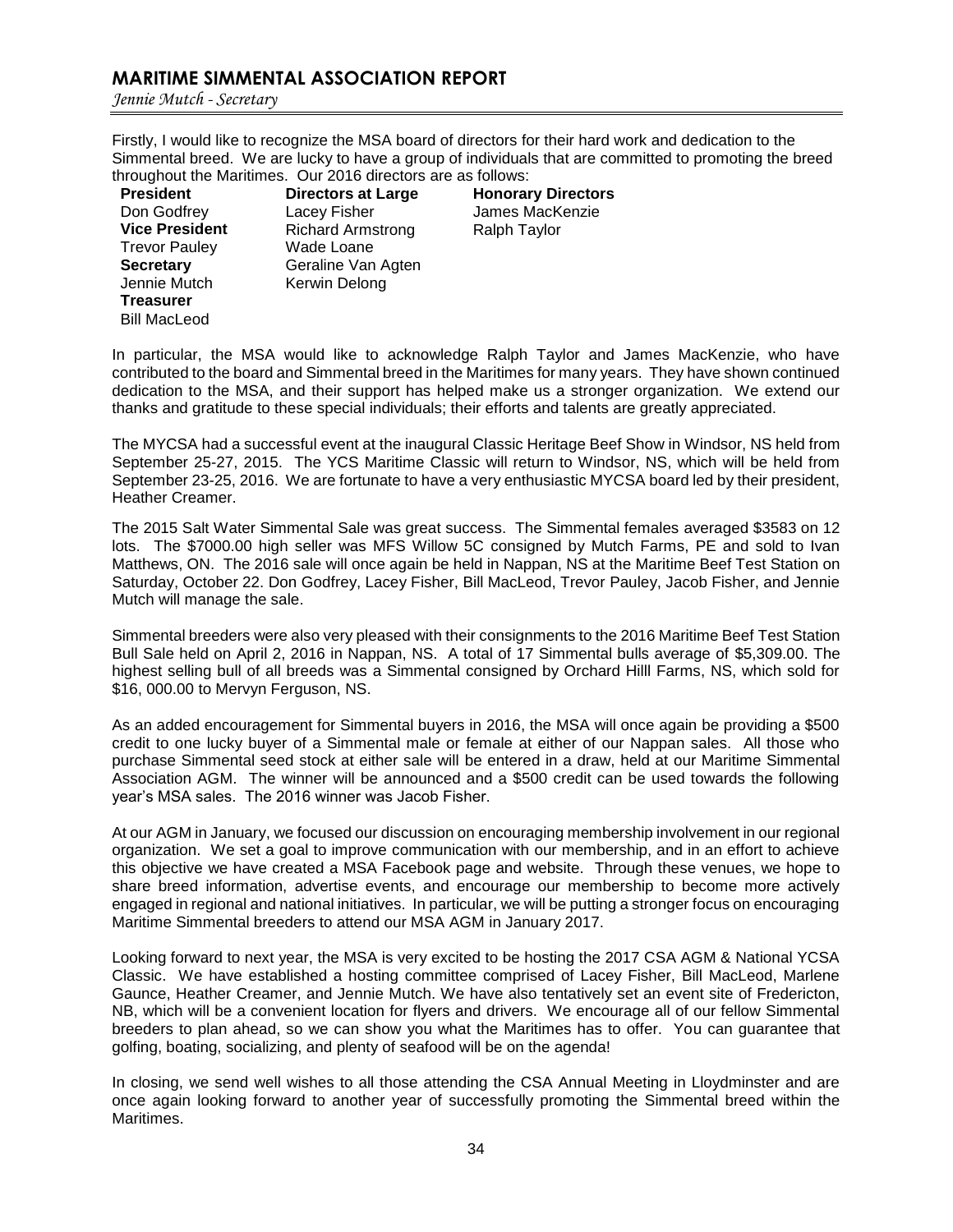## MARITIME SIMMENTAL ASSOCIATION REPORT

*Jennie Mutch - Secretary*

Firstly, I would like to recognize the MSA board of directors for their hard work and dedication to the Simmental breed. We are lucky to have a group of individuals that are committed to promoting the breed throughout the Maritimes. Our 2016 directors are as follows:

**President**
Don Godfrey
**Vice President**
Trevor Pauley
**Secretary**
Jennie Mutch
**Treasurer**
Bill MacLeod

**Directors at Large**
Lacey Fisher
Richard Armstrong
Wade Loane
Geraline Van Agten
Kerwin Delong

**Honorary Directors**
James MacKenzie
Ralph Taylor

In particular, the MSA would like to acknowledge Ralph Taylor and James MacKenzie, who have contributed to the board and Simmental breed in the Maritimes for many years. They have shown continued dedication to the MSA, and their support has helped make us a stronger organization. We extend our thanks and gratitude to these special individuals; their efforts and talents are greatly appreciated.

The MYCSA had a successful event at the inaugural Classic Heritage Beef Show in Windsor, NS held from September 25-27, 2015. The YCS Maritime Classic will return to Windsor, NS, which will be held from September 23-25, 2016. We are fortunate to have a very enthusiastic MYCSA board led by their president, Heather Creamer.

The 2015 Salt Water Simmental Sale was great success. The Simmental females averaged $3583 on 12 lots. The $7000.00 high seller was MFS Willow 5C consigned by Mutch Farms, PE and sold to Ivan Matthews, ON. The 2016 sale will once again be held in Nappan, NS at the Maritime Beef Test Station on Saturday, October 22. Don Godfrey, Lacey Fisher, Bill MacLeod, Trevor Pauley, Jacob Fisher, and Jennie Mutch will manage the sale.

Simmental breeders were also very pleased with their consignments to the 2016 Maritime Beef Test Station Bull Sale held on April 2, 2016 in Nappan, NS. A total of 17 Simmental bulls average of $5,309.00. The highest selling bull of all breeds was a Simmental consigned by Orchard Hilll Farms, NS, which sold for $16, 000.00 to Mervyn Ferguson, NS.

As an added encouragement for Simmental buyers in 2016, the MSA will once again be providing a $500 credit to one lucky buyer of a Simmental male or female at either of our Nappan sales. All those who purchase Simmental seed stock at either sale will be entered in a draw, held at our Maritime Simmental Association AGM. The winner will be announced and a $500 credit can be used towards the following year's MSA sales. The 2016 winner was Jacob Fisher.

At our AGM in January, we focused our discussion on encouraging membership involvement in our regional organization. We set a goal to improve communication with our membership, and in an effort to achieve this objective we have created a MSA Facebook page and website. Through these venues, we hope to share breed information, advertise events, and encourage our membership to become more actively engaged in regional and national initiatives. In particular, we will be putting a stronger focus on encouraging Maritime Simmental breeders to attend our MSA AGM in January 2017.

Looking forward to next year, the MSA is very excited to be hosting the 2017 CSA AGM & National YCSA Classic. We have established a hosting committee comprised of Lacey Fisher, Bill MacLeod, Marlene Gaunce, Heather Creamer, and Jennie Mutch. We have also tentatively set an event site of Fredericton, NB, which will be a convenient location for flyers and drivers. We encourage all of our fellow Simmental breeders to plan ahead, so we can show you what the Maritimes has to offer. You can guarantee that golfing, boating, socializing, and plenty of seafood will be on the agenda!

In closing, we send well wishes to all those attending the CSA Annual Meeting in Lloydminster and are once again looking forward to another year of successfully promoting the Simmental breed within the Maritimes.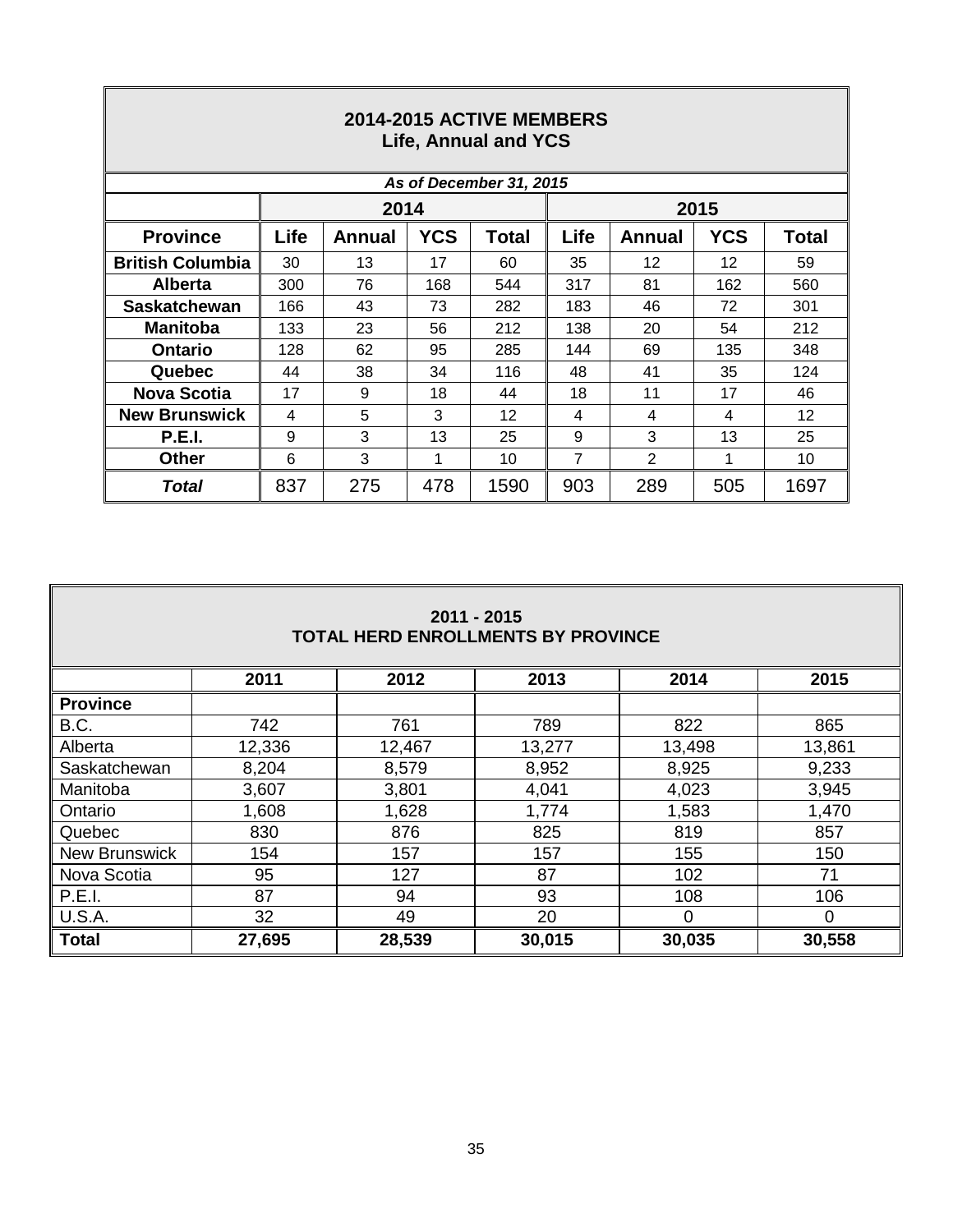## 2014-2015 ACTIVE MEMBERS
### Life, Annual and YCS

*As of December 31, 2015*

| | 2014 | | | | 2015 | | | |
|---|---|---|---|---|---|---|---|---|
| **Province** | **Life** | **Annual** | **YCS** | **Total** | **Life** | **Annual** | **YCS** | **Total** |
| **British Columbia** | 30 | 13 | 17 | 60 | 35 | 12 | 12 | 59 |
| **Alberta** | 300 | 76 | 168 | 544 | 317 | 81 | 162 | 560 |
| **Saskatchewan** | 166 | 43 | 73 | 282 | 183 | 46 | 72 | 301 |
| **Manitoba** | 133 | 23 | 56 | 212 | 138 | 20 | 54 | 212 |
| **Ontario** | 128 | 62 | 95 | 285 | 144 | 69 | 135 | 348 |
| **Quebec** | 44 | 38 | 34 | 116 | 48 | 41 | 35 | 124 |
| **Nova Scotia** | 17 | 9 | 18 | 44 | 18 | 11 | 17 | 46 |
| **New Brunswick** | 4 | 5 | 3 | 12 | 4 | 4 | 4 | 12 |
| **P.E.I.** | 9 | 3 | 13 | 25 | 9 | 3 | 13 | 25 |
| **Other** | 6 | 3 | 1 | 10 | 7 | 2 | 1 | 10 |
| ***Total*** | 837 | 275 | 478 | 1590 | 903 | 289 | 505 | 1697 |

## 2011 - 2015
### TOTAL HERD ENROLLMENTS BY PROVINCE

| | 2011 | 2012 | 2013 | 2014 | 2015 |
|---|---|---|---|---|---|
| **Province** | | | | | |
| B.C. | 742 | 761 | 789 | 822 | 865 |
| Alberta | 12,336 | 12,467 | 13,277 | 13,498 | 13,861 |
| Saskatchewan | 8,204 | 8,579 | 8,952 | 8,925 | 9,233 |
| Manitoba | 3,607 | 3,801 | 4,041 | 4,023 | 3,945 |
| Ontario | 1,608 | 1,628 | 1,774 | 1,583 | 1,470 |
| Quebec | 830 | 876 | 825 | 819 | 857 |
| New Brunswick | 154 | 157 | 157 | 155 | 150 |
| Nova Scotia | 95 | 127 | 87 | 102 | 71 |
| P.E.I. | 87 | 94 | 93 | 108 | 106 |
| U.S.A. | 32 | 49 | 20 | 0 | 0 |
| **Total** | **27,695** | **28,539** | **30,015** | **30,035** | **30,558** |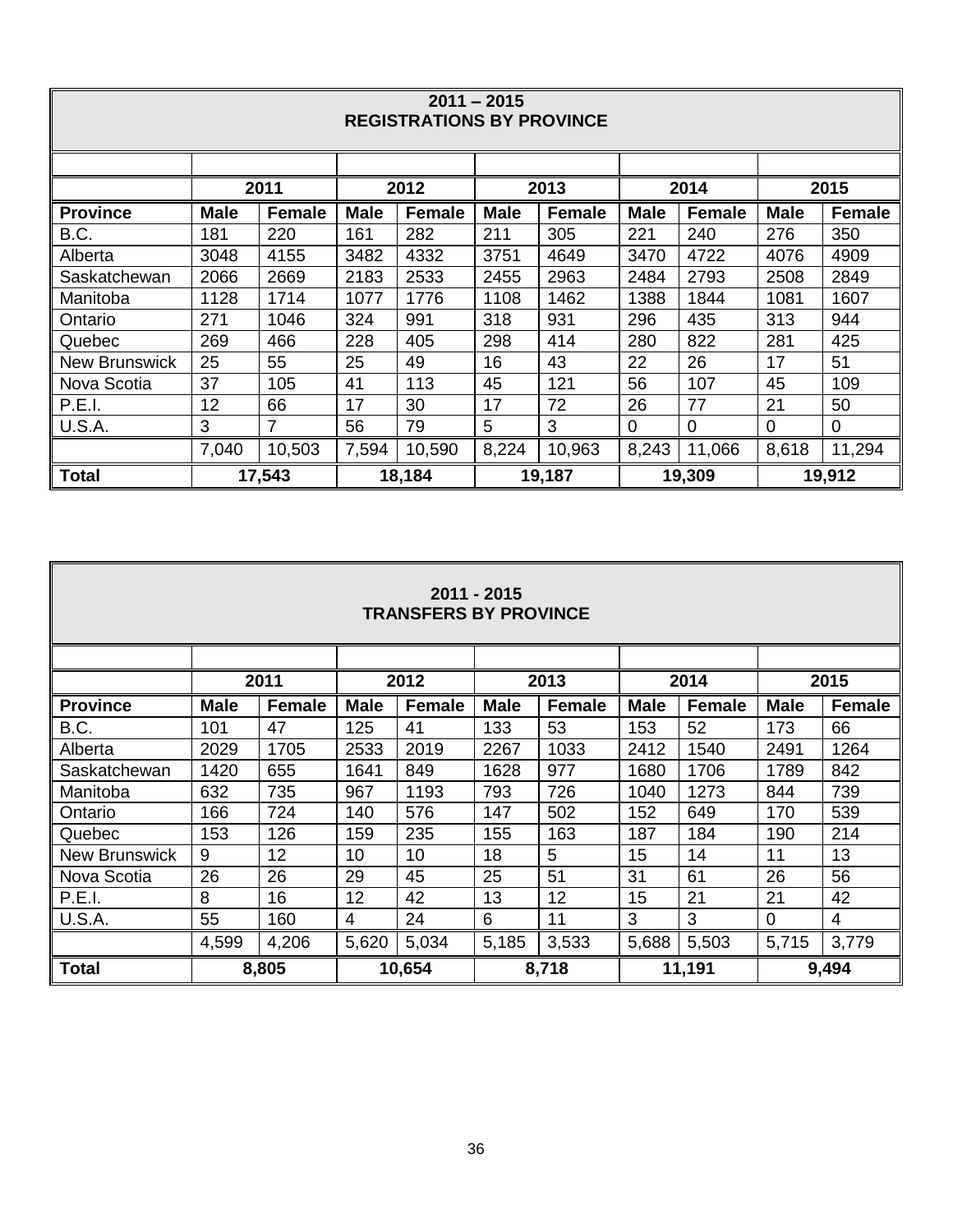| 2011 – 2015 REGISTRATIONS BY PROVINCE | | | | | | | | | | |
|---|---|---|---|---|---|---|---|---|---|---|
| | | | | | | | | | | |
| | 2011 | | 2012 | | 2013 | | 2014 | | 2015 | |
| **Province** | **Male** | **Female** | **Male** | **Female** | **Male** | **Female** | **Male** | **Female** | **Male** | **Female** |
| B.C. | 181 | 220 | 161 | 282 | 211 | 305 | 221 | 240 | 276 | 350 |
| Alberta | 3048 | 4155 | 3482 | 4332 | 3751 | 4649 | 3470 | 4722 | 4076 | 4909 |
| Saskatchewan | 2066 | 2669 | 2183 | 2533 | 2455 | 2963 | 2484 | 2793 | 2508 | 2849 |
| Manitoba | 1128 | 1714 | 1077 | 1776 | 1108 | 1462 | 1388 | 1844 | 1081 | 1607 |
| Ontario | 271 | 1046 | 324 | 991 | 318 | 931 | 296 | 435 | 313 | 944 |
| Quebec | 269 | 466 | 228 | 405 | 298 | 414 | 280 | 822 | 281 | 425 |
| New Brunswick | 25 | 55 | 25 | 49 | 16 | 43 | 22 | 26 | 17 | 51 |
| Nova Scotia | 37 | 105 | 41 | 113 | 45 | 121 | 56 | 107 | 45 | 109 |
| P.E.I. | 12 | 66 | 17 | 30 | 17 | 72 | 26 | 77 | 21 | 50 |
| U.S.A. | 3 | 7 | 56 | 79 | 5 | 3 | 0 | 0 | 0 | 0 |
| | 7,040 | 10,503 | 7,594 | 10,590 | 8,224 | 10,963 | 8,243 | 11,066 | 8,618 | 11,294 |
| **Total** | **17,543** | | **18,184** | | **19,187** | | **19,309** | | **19,912** | |

| 2011 - 2015 TRANSFERS BY PROVINCE | | | | | | | | | | |
|---|---|---|---|---|---|---|---|---|---|---|
| | | | | | | | | | | |
| | 2011 | | 2012 | | 2013 | | 2014 | | 2015 | |
| **Province** | **Male** | **Female** | **Male** | **Female** | **Male** | **Female** | **Male** | **Female** | **Male** | **Female** |
| B.C. | 101 | 47 | 125 | 41 | 133 | 53 | 153 | 52 | 173 | 66 |
| Alberta | 2029 | 1705 | 2533 | 2019 | 2267 | 1033 | 2412 | 1540 | 2491 | 1264 |
| Saskatchewan | 1420 | 655 | 1641 | 849 | 1628 | 977 | 1680 | 1706 | 1789 | 842 |
| Manitoba | 632 | 735 | 967 | 1193 | 793 | 726 | 1040 | 1273 | 844 | 739 |
| Ontario | 166 | 724 | 140 | 576 | 147 | 502 | 152 | 649 | 170 | 539 |
| Quebec | 153 | 126 | 159 | 235 | 155 | 163 | 187 | 184 | 190 | 214 |
| New Brunswick | 9 | 12 | 10 | 10 | 18 | 5 | 15 | 14 | 11 | 13 |
| Nova Scotia | 26 | 26 | 29 | 45 | 25 | 51 | 31 | 61 | 26 | 56 |
| P.E.I. | 8 | 16 | 12 | 42 | 13 | 12 | 15 | 21 | 21 | 42 |
| U.S.A. | 55 | 160 | 4 | 24 | 6 | 11 | 3 | 3 | 0 | 4 |
| | 4,599 | 4,206 | 5,620 | 5,034 | 5,185 | 3,533 | 5,688 | 5,503 | 5,715 | 3,779 |
| **Total** | **8,805** | | **10,654** | | **8,718** | | **11,191** | | **9,494** | |